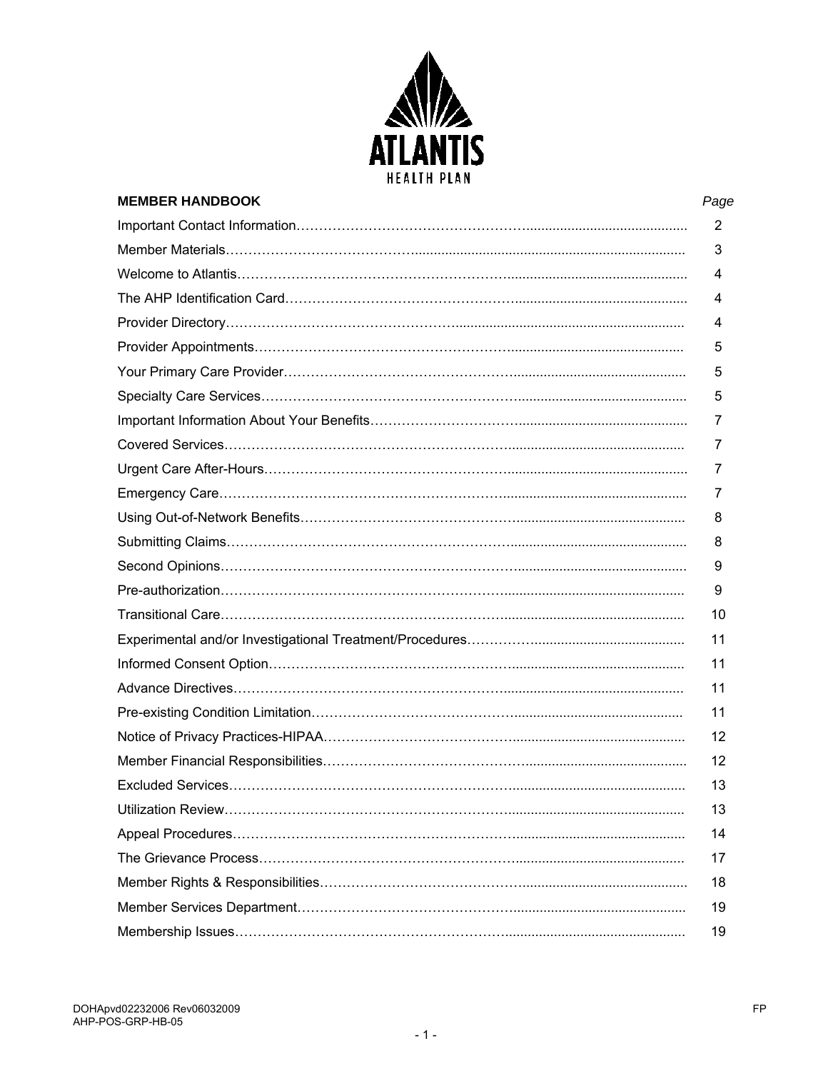# ATLANTIS HEALTH PLAN

| MEMBER HANDBOOK | *Page* |
|---|---|
| Important Contact Information | 2 |
| Member Materials | 3 |
| Welcome to Atlantis | 4 |
| The AHP Identification Card | 4 |
| Provider Directory | 4 |
| Provider Appointments | 5 |
| Your Primary Care Provider | 5 |
| Specialty Care Services | 5 |
| Important Information About Your Benefits | 7 |
| Covered Services | 7 |
| Urgent Care After-Hours | 7 |
| Emergency Care | 7 |
| Using Out-of-Network Benefits | 8 |
| Submitting Claims | 8 |
| Second Opinions | 9 |
| Pre-authorization | 9 |
| Transitional Care | 10 |
| Experimental and/or Investigational Treatment/Procedures | 11 |
| Informed Consent Option | 11 |
| Advance Directives | 11 |
| Pre-existing Condition Limitation | 11 |
| Notice of Privacy Practices-HIPAA | 12 |
| Member Financial Responsibilities | 12 |
| Excluded Services | 13 |
| Utilization Review | 13 |
| Appeal Procedures | 14 |
| The Grievance Process | 17 |
| Member Rights & Responsibilities | 18 |
| Member Services Department | 19 |
| Membership Issues | 19 |

DOHApvd02232006 Rev06032009
AHP-POS-GRP-HB-05

FP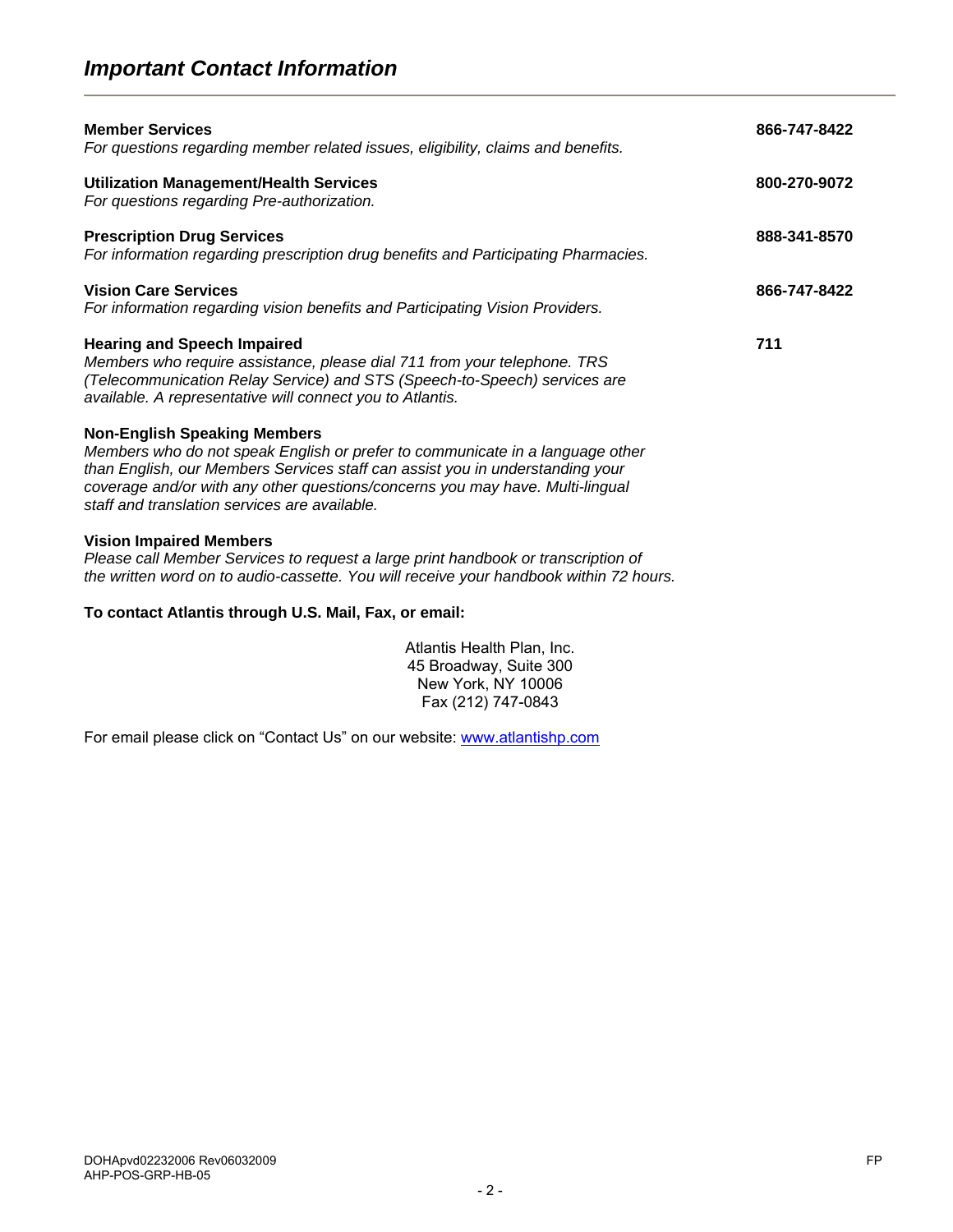## *Important Contact Information*

---

**Member Services** — **866-747-8422**
*For questions regarding member related issues, eligibility, claims and benefits.*

**Utilization Management/Health Services** — **800-270-9072**
*For questions regarding Pre-authorization.*

**Prescription Drug Services** — **888-341-8570**
*For information regarding prescription drug benefits and Participating Pharmacies.*

**Vision Care Services** — **866-747-8422**
*For information regarding vision benefits and Participating Vision Providers.*

**Hearing and Speech Impaired** — **711**
*Members who require assistance, please dial 711 from your telephone. TRS (Telecommunication Relay Service) and STS (Speech-to-Speech) services are available. A representative will connect you to Atlantis.*

**Non-English Speaking Members**
*Members who do not speak English or prefer to communicate in a language other than English, our Members Services staff can assist you in understanding your coverage and/or with any other questions/concerns you may have. Multi-lingual staff and translation services are available.*

**Vision Impaired Members**
*Please call Member Services to request a large print handbook or transcription of the written word on to audio-cassette. You will receive your handbook within 72 hours.*

**To contact Atlantis through U.S. Mail, Fax, or email:**

Atlantis Health Plan, Inc.
45 Broadway, Suite 300
New York, NY 10006
Fax (212) 747-0843

For email please click on "Contact Us" on our website: [www.atlantishp.com](http://www.atlantishp.com)

DOHApvd02232006 Rev06032009
AHP-POS-GRP-HB-05 FP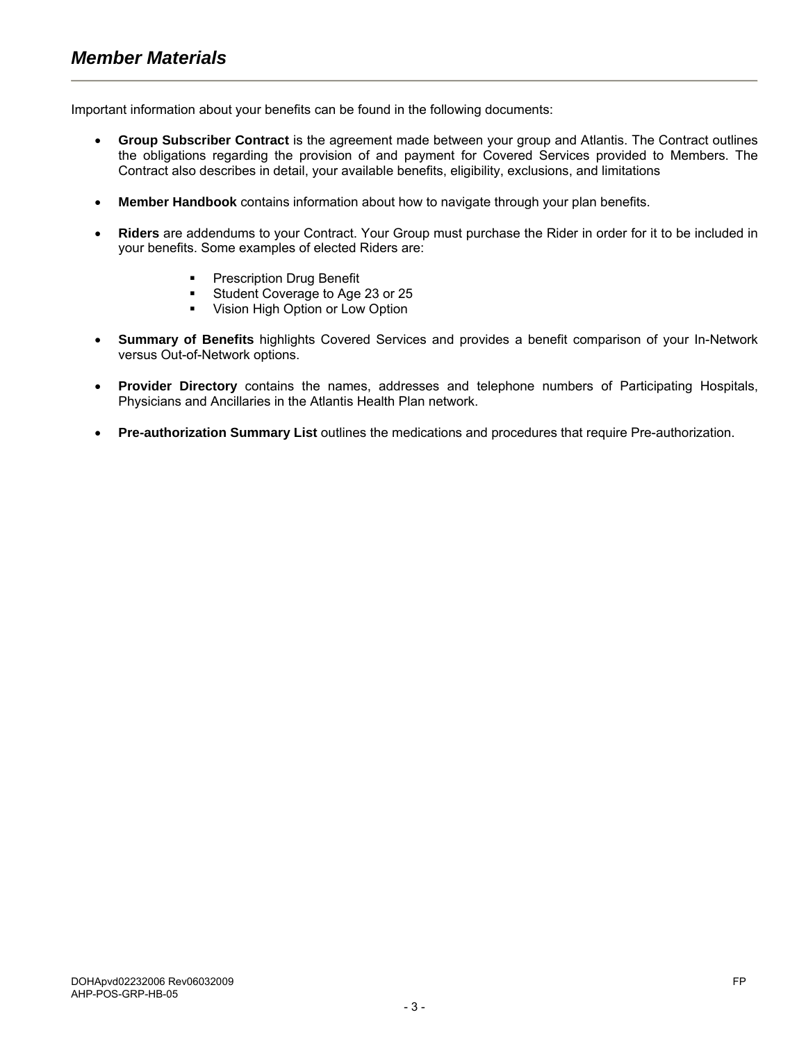## *Member Materials*

Important information about your benefits can be found in the following documents:

- **Group Subscriber Contract** is the agreement made between your group and Atlantis. The Contract outlines the obligations regarding the provision of and payment for Covered Services provided to Members. The Contract also describes in detail, your available benefits, eligibility, exclusions, and limitations

- **Member Handbook** contains information about how to navigate through your plan benefits.

- **Riders** are addendums to your Contract. Your Group must purchase the Rider in order for it to be included in your benefits. Some examples of elected Riders are:
  - Prescription Drug Benefit
  - Student Coverage to Age 23 or 25
  - Vision High Option or Low Option

- **Summary of Benefits** highlights Covered Services and provides a benefit comparison of your In-Network versus Out-of-Network options.

- **Provider Directory** contains the names, addresses and telephone numbers of Participating Hospitals, Physicians and Ancillaries in the Atlantis Health Plan network.

- **Pre-authorization Summary List** outlines the medications and procedures that require Pre-authorization.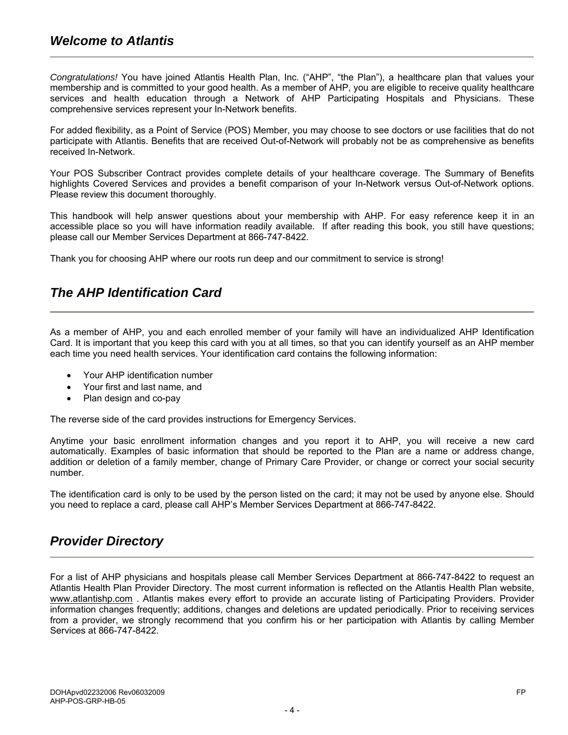## *Welcome to Atlantis*

*Congratulations!* You have joined Atlantis Health Plan, Inc. ("AHP", "the Plan"), a healthcare plan that values your membership and is committed to your good health. As a member of AHP, you are eligible to receive quality healthcare services and health education through a Network of AHP Participating Hospitals and Physicians. These comprehensive services represent your In-Network benefits.

For added flexibility, as a Point of Service (POS) Member, you may choose to see doctors or use facilities that do not participate with Atlantis. Benefits that are received Out-of-Network will probably not be as comprehensive as benefits received In-Network.

Your POS Subscriber Contract provides complete details of your healthcare coverage. The Summary of Benefits highlights Covered Services and provides a benefit comparison of your In-Network versus Out-of-Network options. Please review this document thoroughly.

This handbook will help answer questions about your membership with AHP. For easy reference keep it in an accessible place so you will have information readily available. If after reading this book, you still have questions; please call our Member Services Department at 866-747-8422.

Thank you for choosing AHP where our roots run deep and our commitment to service is strong!

## *The AHP Identification Card*

As a member of AHP, you and each enrolled member of your family will have an individualized AHP Identification Card. It is important that you keep this card with you at all times, so that you can identify yourself as an AHP member each time you need health services. Your identification card contains the following information:

- Your AHP identification number
- Your first and last name, and
- Plan design and co-pay

The reverse side of the card provides instructions for Emergency Services.

Anytime your basic enrollment information changes and you report it to AHP, you will receive a new card automatically. Examples of basic information that should be reported to the Plan are a name or address change, addition or deletion of a family member, change of Primary Care Provider, or change or correct your social security number.

The identification card is only to be used by the person listed on the card; it may not be used by anyone else. Should you need to replace a card, please call AHP's Member Services Department at 866-747-8422.

## *Provider Directory*

For a list of AHP physicians and hospitals please call Member Services Department at 866-747-8422 to request an Atlantis Health Plan Provider Directory. The most current information is reflected on the Atlantis Health Plan website, www.atlantishp.com . Atlantis makes every effort to provide an accurate listing of Participating Providers. Provider information changes frequently; additions, changes and deletions are updated periodically. Prior to receiving services from a provider, we strongly recommend that you confirm his or her participation with Atlantis by calling Member Services at 866-747-8422.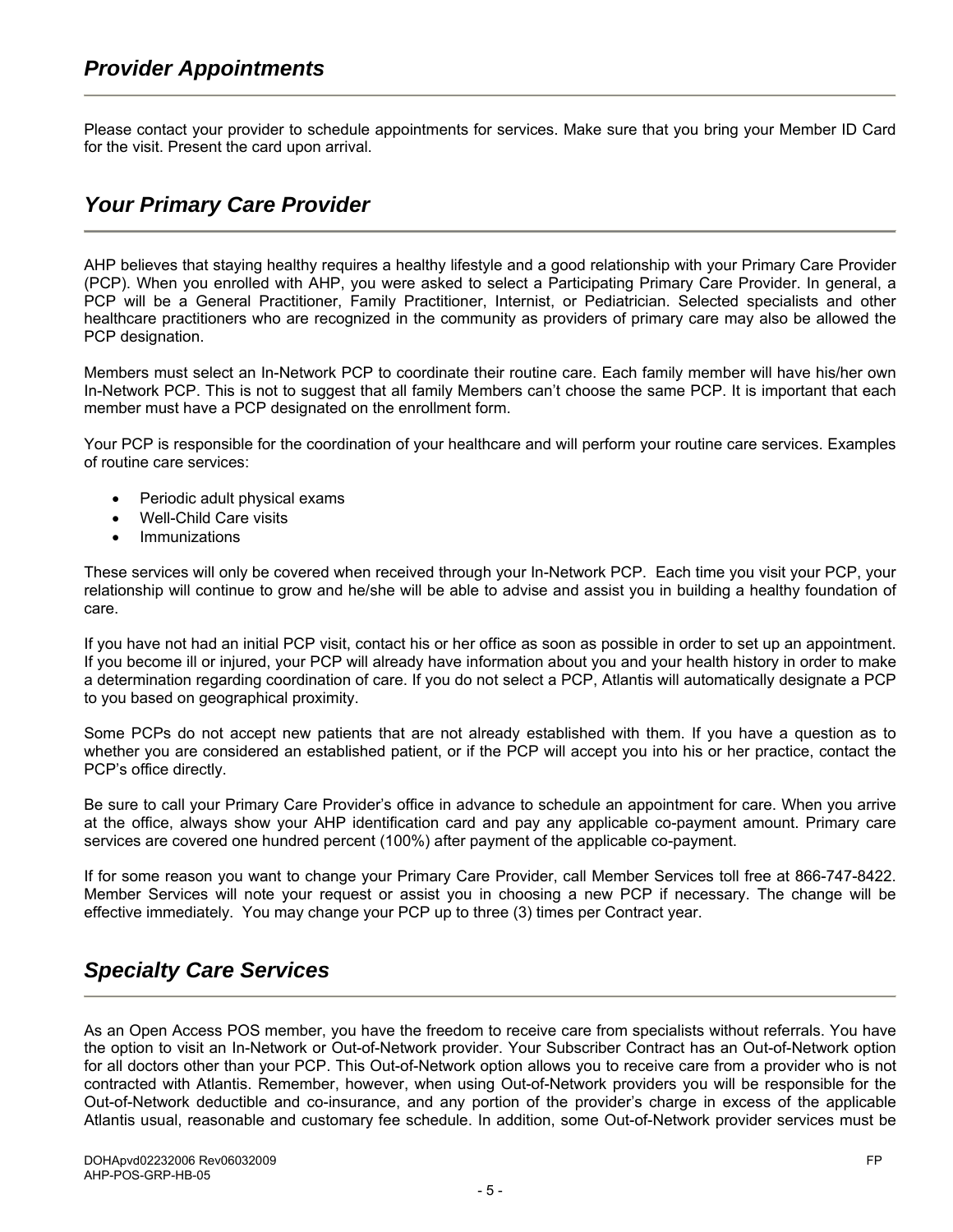## *Provider Appointments*

Please contact your provider to schedule appointments for services. Make sure that you bring your Member ID Card for the visit. Present the card upon arrival.

## *Your Primary Care Provider*

AHP believes that staying healthy requires a healthy lifestyle and a good relationship with your Primary Care Provider (PCP). When you enrolled with AHP, you were asked to select a Participating Primary Care Provider. In general, a PCP will be a General Practitioner, Family Practitioner, Internist, or Pediatrician. Selected specialists and other healthcare practitioners who are recognized in the community as providers of primary care may also be allowed the PCP designation.

Members must select an In-Network PCP to coordinate their routine care. Each family member will have his/her own In-Network PCP. This is not to suggest that all family Members can't choose the same PCP. It is important that each member must have a PCP designated on the enrollment form.

Your PCP is responsible for the coordination of your healthcare and will perform your routine care services. Examples of routine care services:

- Periodic adult physical exams
- Well-Child Care visits
- Immunizations

These services will only be covered when received through your In-Network PCP. Each time you visit your PCP, your relationship will continue to grow and he/she will be able to advise and assist you in building a healthy foundation of care.

If you have not had an initial PCP visit, contact his or her office as soon as possible in order to set up an appointment. If you become ill or injured, your PCP will already have information about you and your health history in order to make a determination regarding coordination of care. If you do not select a PCP, Atlantis will automatically designate a PCP to you based on geographical proximity.

Some PCPs do not accept new patients that are not already established with them. If you have a question as to whether you are considered an established patient, or if the PCP will accept you into his or her practice, contact the PCP's office directly.

Be sure to call your Primary Care Provider's office in advance to schedule an appointment for care. When you arrive at the office, always show your AHP identification card and pay any applicable co-payment amount. Primary care services are covered one hundred percent (100%) after payment of the applicable co-payment.

If for some reason you want to change your Primary Care Provider, call Member Services toll free at 866-747-8422. Member Services will note your request or assist you in choosing a new PCP if necessary. The change will be effective immediately. You may change your PCP up to three (3) times per Contract year.

## *Specialty Care Services*

As an Open Access POS member, you have the freedom to receive care from specialists without referrals. You have the option to visit an In-Network or Out-of-Network provider. Your Subscriber Contract has an Out-of-Network option for all doctors other than your PCP. This Out-of-Network option allows you to receive care from a provider who is not contracted with Atlantis. Remember, however, when using Out-of-Network providers you will be responsible for the Out-of-Network deductible and co-insurance, and any portion of the provider's charge in excess of the applicable Atlantis usual, reasonable and customary fee schedule. In addition, some Out-of-Network provider services must be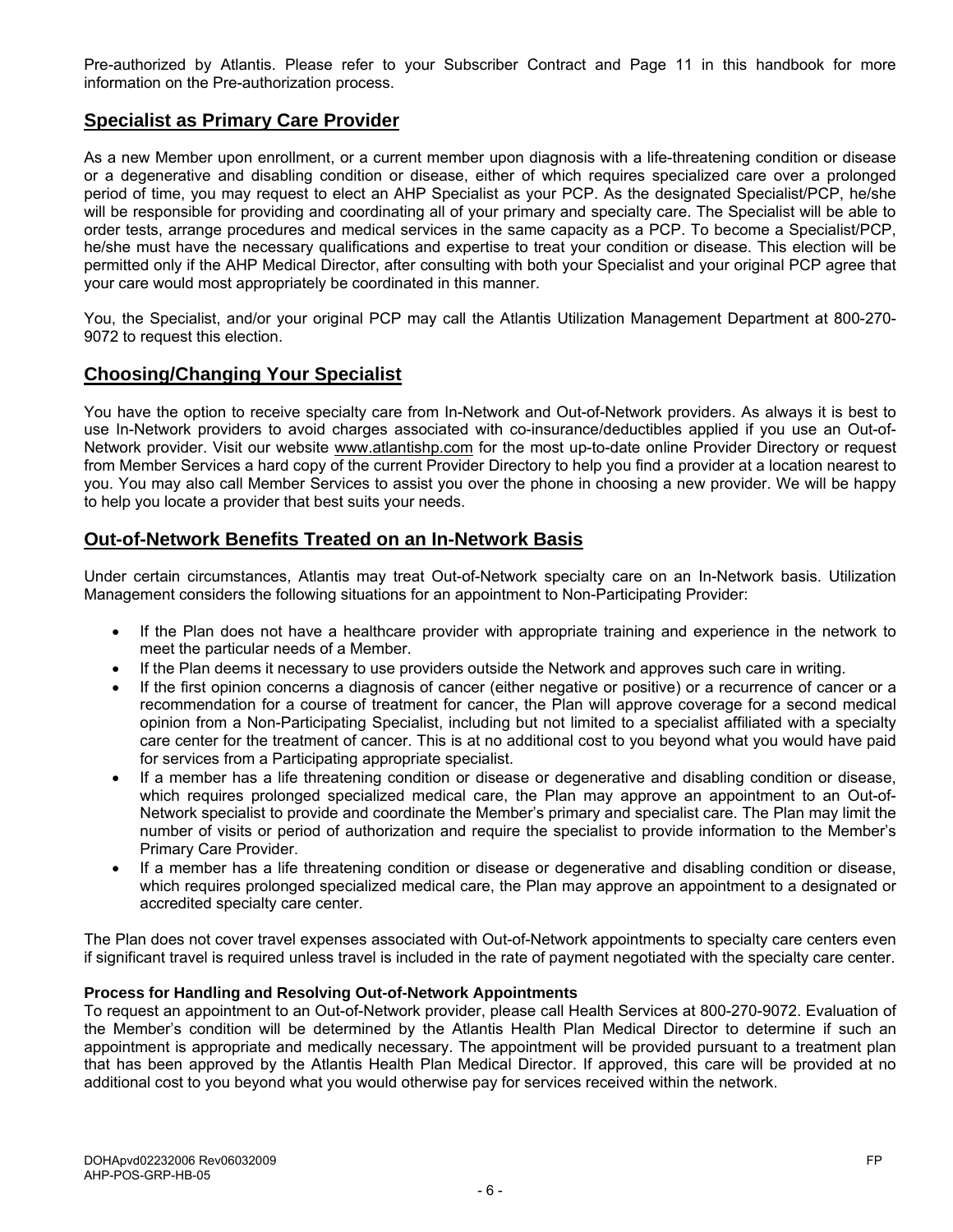Pre-authorized by Atlantis. Please refer to your Subscriber Contract and Page 11 in this handbook for more information on the Pre-authorization process.

## Specialist as Primary Care Provider

As a new Member upon enrollment, or a current member upon diagnosis with a life-threatening condition or disease or a degenerative and disabling condition or disease, either of which requires specialized care over a prolonged period of time, you may request to elect an AHP Specialist as your PCP. As the designated Specialist/PCP, he/she will be responsible for providing and coordinating all of your primary and specialty care. The Specialist will be able to order tests, arrange procedures and medical services in the same capacity as a PCP. To become a Specialist/PCP, he/she must have the necessary qualifications and expertise to treat your condition or disease. This election will be permitted only if the AHP Medical Director, after consulting with both your Specialist and your original PCP agree that your care would most appropriately be coordinated in this manner.

You, the Specialist, and/or your original PCP may call the Atlantis Utilization Management Department at 800-270-9072 to request this election.

## Choosing/Changing Your Specialist

You have the option to receive specialty care from In-Network and Out-of-Network providers. As always it is best to use In-Network providers to avoid charges associated with co-insurance/deductibles applied if you use an Out-of-Network provider. Visit our website www.atlantishp.com for the most up-to-date online Provider Directory or request from Member Services a hard copy of the current Provider Directory to help you find a provider at a location nearest to you. You may also call Member Services to assist you over the phone in choosing a new provider. We will be happy to help you locate a provider that best suits your needs.

## Out-of-Network Benefits Treated on an In-Network Basis

Under certain circumstances, Atlantis may treat Out-of-Network specialty care on an In-Network basis. Utilization Management considers the following situations for an appointment to Non-Participating Provider:

- If the Plan does not have a healthcare provider with appropriate training and experience in the network to meet the particular needs of a Member.
- If the Plan deems it necessary to use providers outside the Network and approves such care in writing.
- If the first opinion concerns a diagnosis of cancer (either negative or positive) or a recurrence of cancer or a recommendation for a course of treatment for cancer, the Plan will approve coverage for a second medical opinion from a Non-Participating Specialist, including but not limited to a specialist affiliated with a specialty care center for the treatment of cancer. This is at no additional cost to you beyond what you would have paid for services from a Participating appropriate specialist.
- If a member has a life threatening condition or disease or degenerative and disabling condition or disease, which requires prolonged specialized medical care, the Plan may approve an appointment to an Out-of-Network specialist to provide and coordinate the Member's primary and specialist care. The Plan may limit the number of visits or period of authorization and require the specialist to provide information to the Member's Primary Care Provider.
- If a member has a life threatening condition or disease or degenerative and disabling condition or disease, which requires prolonged specialized medical care, the Plan may approve an appointment to a designated or accredited specialty care center.

The Plan does not cover travel expenses associated with Out-of-Network appointments to specialty care centers even if significant travel is required unless travel is included in the rate of payment negotiated with the specialty care center.

**Process for Handling and Resolving Out-of-Network Appointments**

To request an appointment to an Out-of-Network provider, please call Health Services at 800-270-9072. Evaluation of the Member's condition will be determined by the Atlantis Health Plan Medical Director to determine if such an appointment is appropriate and medically necessary. The appointment will be provided pursuant to a treatment plan that has been approved by the Atlantis Health Plan Medical Director. If approved, this care will be provided at no additional cost to you beyond what you would otherwise pay for services received within the network.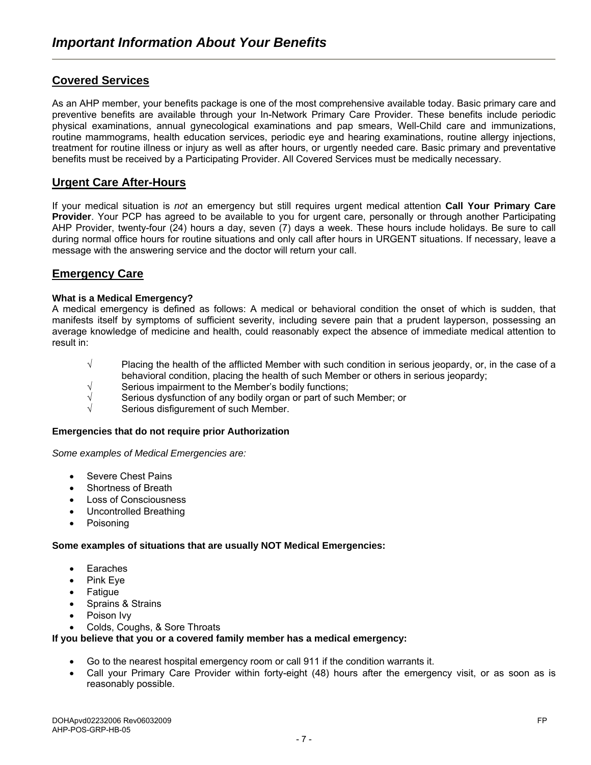# *Important Information About Your Benefits*

## Covered Services

As an AHP member, your benefits package is one of the most comprehensive available today. Basic primary care and preventive benefits are available through your In-Network Primary Care Provider. These benefits include periodic physical examinations, annual gynecological examinations and pap smears, Well-Child care and immunizations, routine mammograms, health education services, periodic eye and hearing examinations, routine allergy injections, treatment for routine illness or injury as well as after hours, or urgently needed care. Basic primary and preventative benefits must be received by a Participating Provider. All Covered Services must be medically necessary.

## Urgent Care After-Hours

If your medical situation is *not* an emergency but still requires urgent medical attention **Call Your Primary Care Provider**. Your PCP has agreed to be available to you for urgent care, personally or through another Participating AHP Provider, twenty-four (24) hours a day, seven (7) days a week. These hours include holidays. Be sure to call during normal office hours for routine situations and only call after hours in URGENT situations. If necessary, leave a message with the answering service and the doctor will return your call.

## Emergency Care

**What is a Medical Emergency?**

A medical emergency is defined as follows: A medical or behavioral condition the onset of which is sudden, that manifests itself by symptoms of sufficient severity, including severe pain that a prudent layperson, possessing an average knowledge of medicine and health, could reasonably expect the absence of immediate medical attention to result in:

- √ Placing the health of the afflicted Member with such condition in serious jeopardy, or, in the case of a behavioral condition, placing the health of such Member or others in serious jeopardy;
- √ Serious impairment to the Member's bodily functions;
- √ Serious dysfunction of any bodily organ or part of such Member; or
- √ Serious disfigurement of such Member.

**Emergencies that do not require prior Authorization**

*Some examples of Medical Emergencies are:*

- Severe Chest Pains
- Shortness of Breath
- Loss of Consciousness
- Uncontrolled Breathing
- Poisoning

**Some examples of situations that are usually NOT Medical Emergencies:**

- Earaches
- Pink Eye
- Fatigue
- Sprains & Strains
- Poison Ivy
- Colds, Coughs, & Sore Throats

**If you believe that you or a covered family member has a medical emergency:**

- Go to the nearest hospital emergency room or call 911 if the condition warrants it.
- Call your Primary Care Provider within forty-eight (48) hours after the emergency visit, or as soon as is reasonably possible.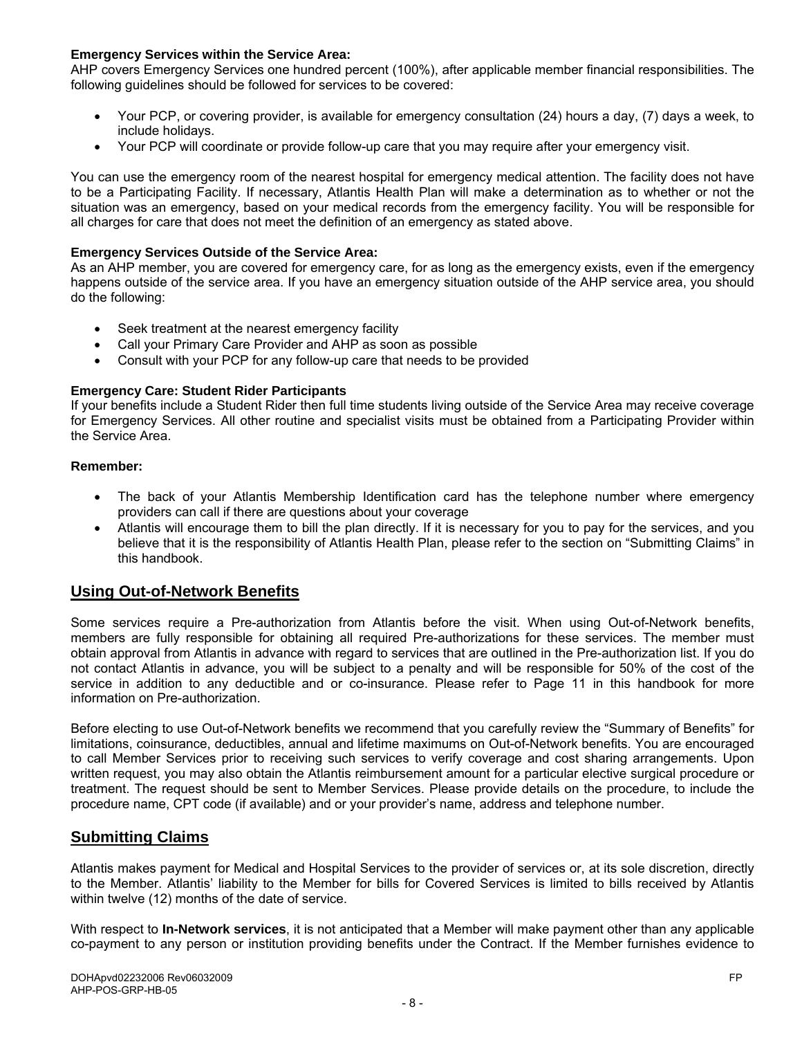**Emergency Services within the Service Area:**
AHP covers Emergency Services one hundred percent (100%), after applicable member financial responsibilities. The following guidelines should be followed for services to be covered:

- Your PCP, or covering provider, is available for emergency consultation (24) hours a day, (7) days a week, to include holidays.
- Your PCP will coordinate or provide follow-up care that you may require after your emergency visit.

You can use the emergency room of the nearest hospital for emergency medical attention. The facility does not have to be a Participating Facility. If necessary, Atlantis Health Plan will make a determination as to whether or not the situation was an emergency, based on your medical records from the emergency facility. You will be responsible for all charges for care that does not meet the definition of an emergency as stated above.

**Emergency Services Outside of the Service Area:**
As an AHP member, you are covered for emergency care, for as long as the emergency exists, even if the emergency happens outside of the service area. If you have an emergency situation outside of the AHP service area, you should do the following:

- Seek treatment at the nearest emergency facility
- Call your Primary Care Provider and AHP as soon as possible
- Consult with your PCP for any follow-up care that needs to be provided

**Emergency Care: Student Rider Participants**
If your benefits include a Student Rider then full time students living outside of the Service Area may receive coverage for Emergency Services. All other routine and specialist visits must be obtained from a Participating Provider within the Service Area.

**Remember:**

- The back of your Atlantis Membership Identification card has the telephone number where emergency providers can call if there are questions about your coverage
- Atlantis will encourage them to bill the plan directly. If it is necessary for you to pay for the services, and you believe that it is the responsibility of Atlantis Health Plan, please refer to the section on "Submitting Claims" in this handbook.

## Using Out-of-Network Benefits

Some services require a Pre-authorization from Atlantis before the visit. When using Out-of-Network benefits, members are fully responsible for obtaining all required Pre-authorizations for these services. The member must obtain approval from Atlantis in advance with regard to services that are outlined in the Pre-authorization list. If you do not contact Atlantis in advance, you will be subject to a penalty and will be responsible for 50% of the cost of the service in addition to any deductible and or co-insurance. Please refer to Page 11 in this handbook for more information on Pre-authorization.

Before electing to use Out-of-Network benefits we recommend that you carefully review the "Summary of Benefits" for limitations, coinsurance, deductibles, annual and lifetime maximums on Out-of-Network benefits. You are encouraged to call Member Services prior to receiving such services to verify coverage and cost sharing arrangements. Upon written request, you may also obtain the Atlantis reimbursement amount for a particular elective surgical procedure or treatment. The request should be sent to Member Services. Please provide details on the procedure, to include the procedure name, CPT code (if available) and or your provider's name, address and telephone number.

## Submitting Claims

Atlantis makes payment for Medical and Hospital Services to the provider of services or, at its sole discretion, directly to the Member. Atlantis' liability to the Member for bills for Covered Services is limited to bills received by Atlantis within twelve (12) months of the date of service.

With respect to **In-Network services**, it is not anticipated that a Member will make payment other than any applicable co-payment to any person or institution providing benefits under the Contract. If the Member furnishes evidence to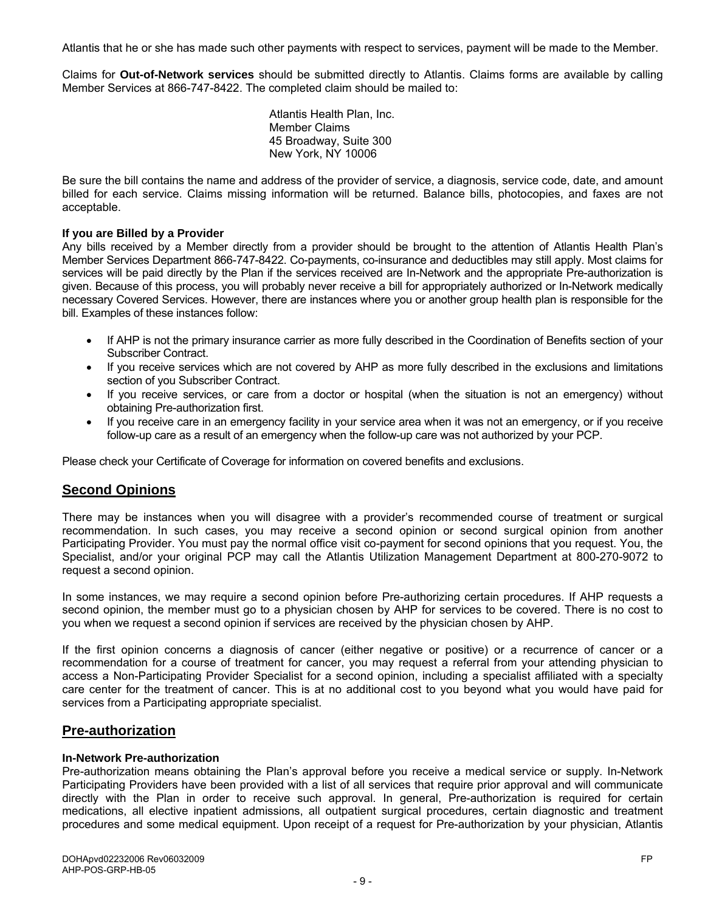Atlantis that he or she has made such other payments with respect to services, payment will be made to the Member.

Claims for **Out-of-Network services** should be submitted directly to Atlantis. Claims forms are available by calling Member Services at 866-747-8422. The completed claim should be mailed to:

Atlantis Health Plan, Inc.
Member Claims
45 Broadway, Suite 300
New York, NY 10006

Be sure the bill contains the name and address of the provider of service, a diagnosis, service code, date, and amount billed for each service. Claims missing information will be returned. Balance bills, photocopies, and faxes are not acceptable.

**If you are Billed by a Provider**

Any bills received by a Member directly from a provider should be brought to the attention of Atlantis Health Plan's Member Services Department 866-747-8422. Co-payments, co-insurance and deductibles may still apply. Most claims for services will be paid directly by the Plan if the services received are In-Network and the appropriate Pre-authorization is given. Because of this process, you will probably never receive a bill for appropriately authorized or In-Network medically necessary Covered Services. However, there are instances where you or another group health plan is responsible for the bill. Examples of these instances follow:

- If AHP is not the primary insurance carrier as more fully described in the Coordination of Benefits section of your Subscriber Contract.
- If you receive services which are not covered by AHP as more fully described in the exclusions and limitations section of you Subscriber Contract.
- If you receive services, or care from a doctor or hospital (when the situation is not an emergency) without obtaining Pre-authorization first.
- If you receive care in an emergency facility in your service area when it was not an emergency, or if you receive follow-up care as a result of an emergency when the follow-up care was not authorized by your PCP.

Please check your Certificate of Coverage for information on covered benefits and exclusions.

## Second Opinions

There may be instances when you will disagree with a provider's recommended course of treatment or surgical recommendation. In such cases, you may receive a second opinion or second surgical opinion from another Participating Provider. You must pay the normal office visit co-payment for second opinions that you request. You, the Specialist, and/or your original PCP may call the Atlantis Utilization Management Department at 800-270-9072 to request a second opinion.

In some instances, we may require a second opinion before Pre-authorizing certain procedures. If AHP requests a second opinion, the member must go to a physician chosen by AHP for services to be covered. There is no cost to you when we request a second opinion if services are received by the physician chosen by AHP.

If the first opinion concerns a diagnosis of cancer (either negative or positive) or a recurrence of cancer or a recommendation for a course of treatment for cancer, you may request a referral from your attending physician to access a Non-Participating Provider Specialist for a second opinion, including a specialist affiliated with a specialty care center for the treatment of cancer. This is at no additional cost to you beyond what you would have paid for services from a Participating appropriate specialist.

## Pre-authorization

**In-Network Pre-authorization**

Pre-authorization means obtaining the Plan's approval before you receive a medical service or supply. In-Network Participating Providers have been provided with a list of all services that require prior approval and will communicate directly with the Plan in order to receive such approval. In general, Pre-authorization is required for certain medications, all elective inpatient admissions, all outpatient surgical procedures, certain diagnostic and treatment procedures and some medical equipment. Upon receipt of a request for Pre-authorization by your physician, Atlantis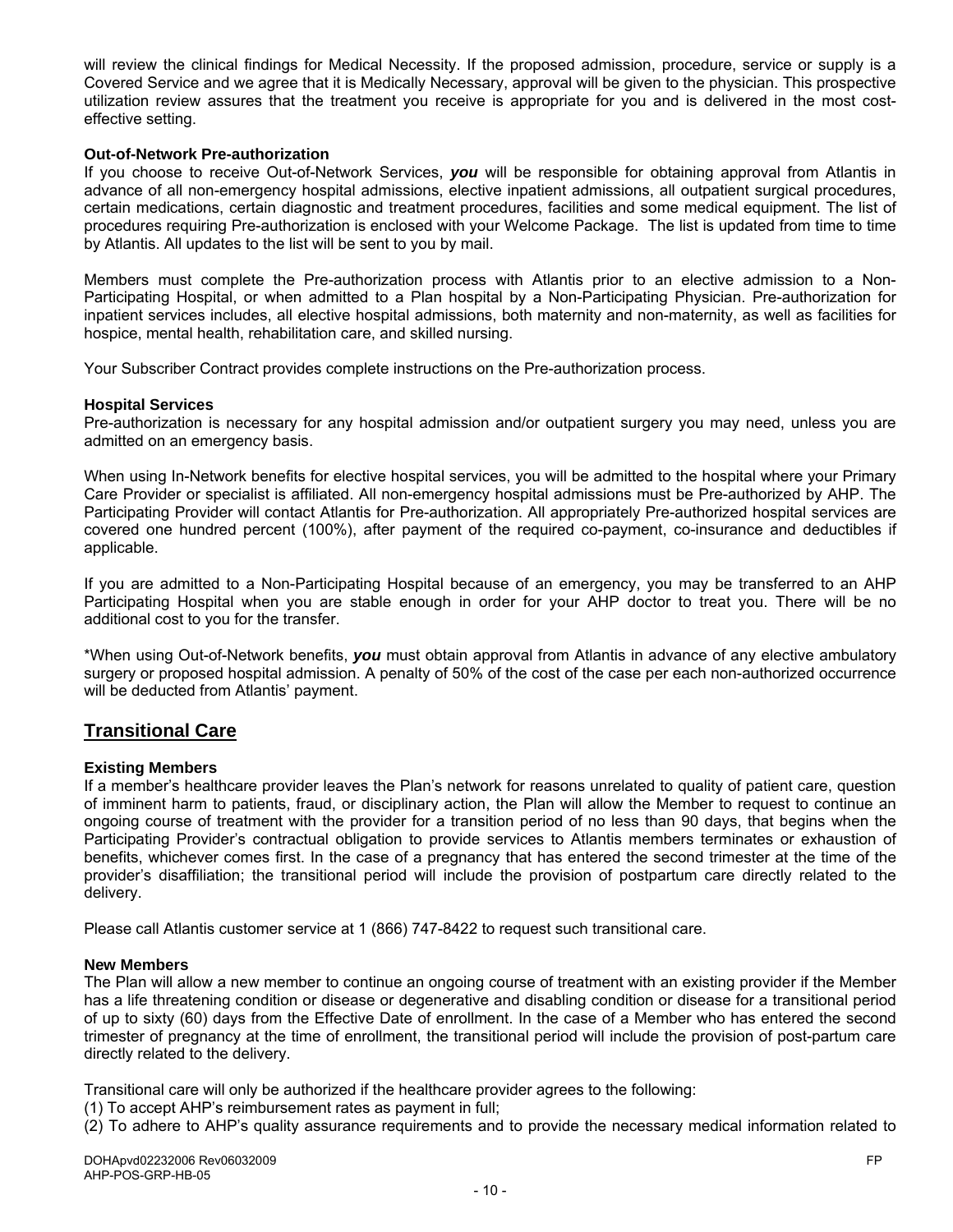will review the clinical findings for Medical Necessity. If the proposed admission, procedure, service or supply is a Covered Service and we agree that it is Medically Necessary, approval will be given to the physician. This prospective utilization review assures that the treatment you receive is appropriate for you and is delivered in the most cost-effective setting.

**Out-of-Network Pre-authorization**

If you choose to receive Out-of-Network Services, ***you*** will be responsible for obtaining approval from Atlantis in advance of all non-emergency hospital admissions, elective inpatient admissions, all outpatient surgical procedures, certain medications, certain diagnostic and treatment procedures, facilities and some medical equipment. The list of procedures requiring Pre-authorization is enclosed with your Welcome Package. The list is updated from time to time by Atlantis. All updates to the list will be sent to you by mail.

Members must complete the Pre-authorization process with Atlantis prior to an elective admission to a Non-Participating Hospital, or when admitted to a Plan hospital by a Non-Participating Physician. Pre-authorization for inpatient services includes, all elective hospital admissions, both maternity and non-maternity, as well as facilities for hospice, mental health, rehabilitation care, and skilled nursing.

Your Subscriber Contract provides complete instructions on the Pre-authorization process.

**Hospital Services**

Pre-authorization is necessary for any hospital admission and/or outpatient surgery you may need, unless you are admitted on an emergency basis.

When using In-Network benefits for elective hospital services, you will be admitted to the hospital where your Primary Care Provider or specialist is affiliated. All non-emergency hospital admissions must be Pre-authorized by AHP. The Participating Provider will contact Atlantis for Pre-authorization. All appropriately Pre-authorized hospital services are covered one hundred percent (100%), after payment of the required co-payment, co-insurance and deductibles if applicable.

If you are admitted to a Non-Participating Hospital because of an emergency, you may be transferred to an AHP Participating Hospital when you are stable enough in order for your AHP doctor to treat you. There will be no additional cost to you for the transfer.

*When using Out-of-Network benefits, ***you*** must obtain approval from Atlantis in advance of any elective ambulatory surgery or proposed hospital admission. A penalty of 50% of the cost of the case per each non-authorized occurrence will be deducted from Atlantis' payment.

## Transitional Care

**Existing Members**

If a member's healthcare provider leaves the Plan's network for reasons unrelated to quality of patient care, question of imminent harm to patients, fraud, or disciplinary action, the Plan will allow the Member to request to continue an ongoing course of treatment with the provider for a transition period of no less than 90 days, that begins when the Participating Provider's contractual obligation to provide services to Atlantis members terminates or exhaustion of benefits, whichever comes first. In the case of a pregnancy that has entered the second trimester at the time of the provider's disaffiliation; the transitional period will include the provision of postpartum care directly related to the delivery.

Please call Atlantis customer service at 1 (866) 747-8422 to request such transitional care.

**New Members**

The Plan will allow a new member to continue an ongoing course of treatment with an existing provider if the Member has a life threatening condition or disease or degenerative and disabling condition or disease for a transitional period of up to sixty (60) days from the Effective Date of enrollment. In the case of a Member who has entered the second trimester of pregnancy at the time of enrollment, the transitional period will include the provision of post-partum care directly related to the delivery.

Transitional care will only be authorized if the healthcare provider agrees to the following:

(1) To accept AHP's reimbursement rates as payment in full;

(2) To adhere to AHP's quality assurance requirements and to provide the necessary medical information related to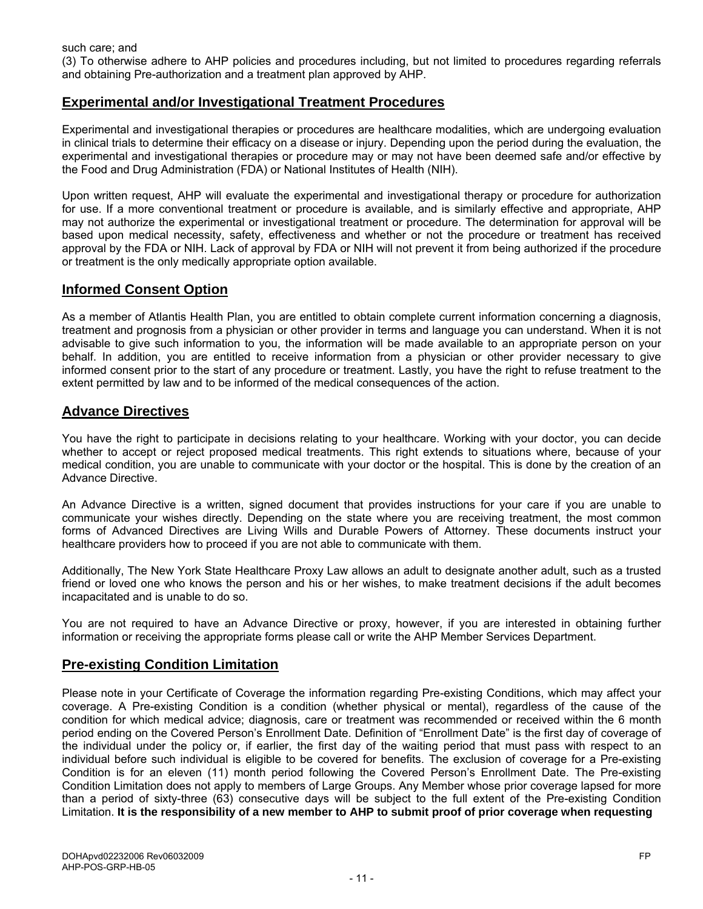such care; and

(3) To otherwise adhere to AHP policies and procedures including, but not limited to procedures regarding referrals and obtaining Pre-authorization and a treatment plan approved by AHP.

## Experimental and/or Investigational Treatment Procedures

Experimental and investigational therapies or procedures are healthcare modalities, which are undergoing evaluation in clinical trials to determine their efficacy on a disease or injury. Depending upon the period during the evaluation, the experimental and investigational therapies or procedure may or may not have been deemed safe and/or effective by the Food and Drug Administration (FDA) or National Institutes of Health (NIH).

Upon written request, AHP will evaluate the experimental and investigational therapy or procedure for authorization for use. If a more conventional treatment or procedure is available, and is similarly effective and appropriate, AHP may not authorize the experimental or investigational treatment or procedure. The determination for approval will be based upon medical necessity, safety, effectiveness and whether or not the procedure or treatment has received approval by the FDA or NIH. Lack of approval by FDA or NIH will not prevent it from being authorized if the procedure or treatment is the only medically appropriate option available.

## Informed Consent Option

As a member of Atlantis Health Plan, you are entitled to obtain complete current information concerning a diagnosis, treatment and prognosis from a physician or other provider in terms and language you can understand. When it is not advisable to give such information to you, the information will be made available to an appropriate person on your behalf. In addition, you are entitled to receive information from a physician or other provider necessary to give informed consent prior to the start of any procedure or treatment. Lastly, you have the right to refuse treatment to the extent permitted by law and to be informed of the medical consequences of the action.

## Advance Directives

You have the right to participate in decisions relating to your healthcare. Working with your doctor, you can decide whether to accept or reject proposed medical treatments. This right extends to situations where, because of your medical condition, you are unable to communicate with your doctor or the hospital. This is done by the creation of an Advance Directive.

An Advance Directive is a written, signed document that provides instructions for your care if you are unable to communicate your wishes directly. Depending on the state where you are receiving treatment, the most common forms of Advanced Directives are Living Wills and Durable Powers of Attorney. These documents instruct your healthcare providers how to proceed if you are not able to communicate with them.

Additionally, The New York State Healthcare Proxy Law allows an adult to designate another adult, such as a trusted friend or loved one who knows the person and his or her wishes, to make treatment decisions if the adult becomes incapacitated and is unable to do so.

You are not required to have an Advance Directive or proxy, however, if you are interested in obtaining further information or receiving the appropriate forms please call or write the AHP Member Services Department.

## Pre-existing Condition Limitation

Please note in your Certificate of Coverage the information regarding Pre-existing Conditions, which may affect your coverage. A Pre-existing Condition is a condition (whether physical or mental), regardless of the cause of the condition for which medical advice; diagnosis, care or treatment was recommended or received within the 6 month period ending on the Covered Person's Enrollment Date. Definition of "Enrollment Date" is the first day of coverage of the individual under the policy or, if earlier, the first day of the waiting period that must pass with respect to an individual before such individual is eligible to be covered for benefits. The exclusion of coverage for a Pre-existing Condition is for an eleven (11) month period following the Covered Person's Enrollment Date. The Pre-existing Condition Limitation does not apply to members of Large Groups. Any Member whose prior coverage lapsed for more than a period of sixty-three (63) consecutive days will be subject to the full extent of the Pre-existing Condition Limitation. **It is the responsibility of a new member to AHP to submit proof of prior coverage when requesting**

DOHApvd02232006 Rev06032009 FP
AHP-POS-GRP-HB-05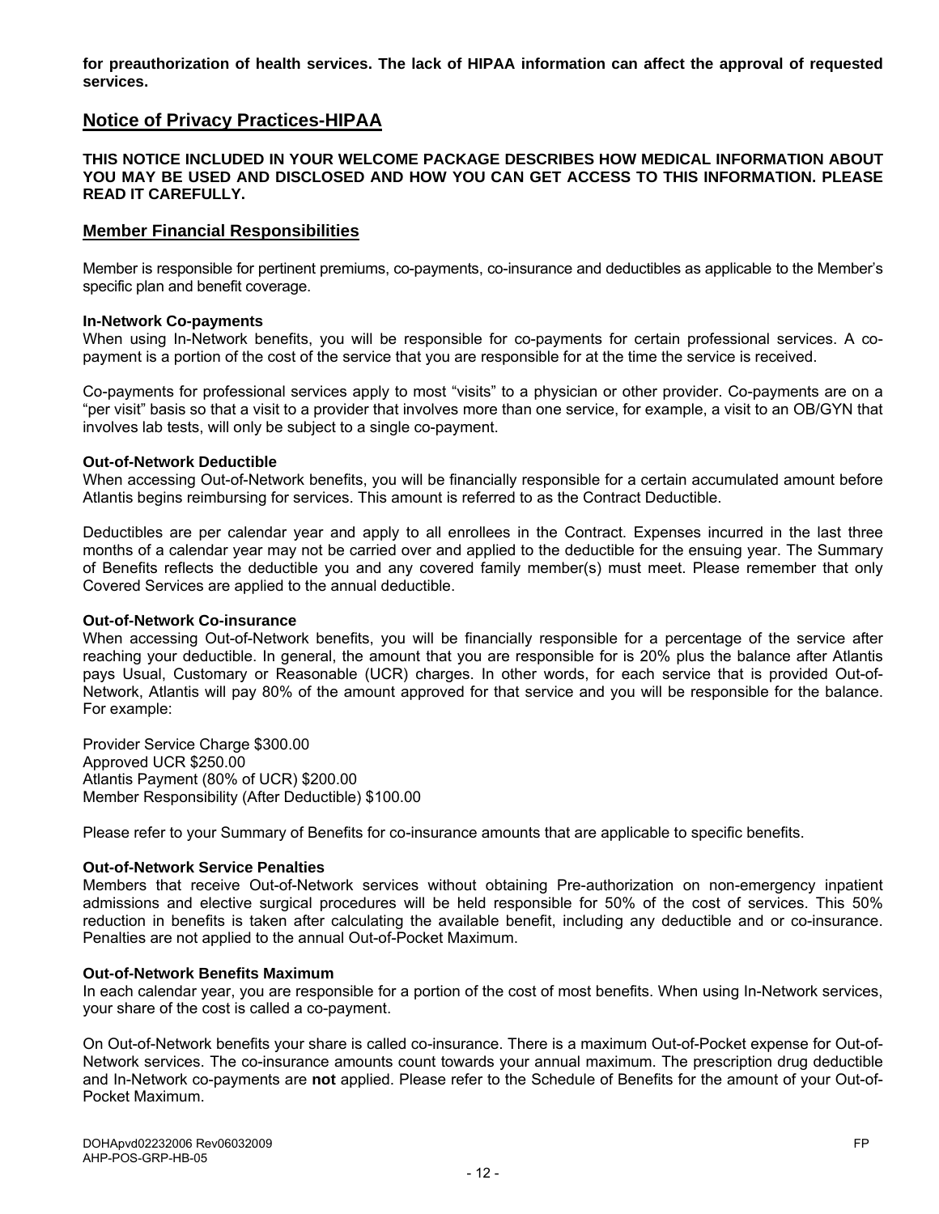**for preauthorization of health services. The lack of HIPAA information can affect the approval of requested services.**

## Notice of Privacy Practices-HIPAA

**THIS NOTICE INCLUDED IN YOUR WELCOME PACKAGE DESCRIBES HOW MEDICAL INFORMATION ABOUT YOU MAY BE USED AND DISCLOSED AND HOW YOU CAN GET ACCESS TO THIS INFORMATION. PLEASE READ IT CAREFULLY.**

## Member Financial Responsibilities

Member is responsible for pertinent premiums, co-payments, co-insurance and deductibles as applicable to the Member's specific plan and benefit coverage.

**In-Network Co-payments**
When using In-Network benefits, you will be responsible for co-payments for certain professional services. A co-payment is a portion of the cost of the service that you are responsible for at the time the service is received.

Co-payments for professional services apply to most "visits" to a physician or other provider. Co-payments are on a "per visit" basis so that a visit to a provider that involves more than one service, for example, a visit to an OB/GYN that involves lab tests, will only be subject to a single co-payment.

**Out-of-Network Deductible**
When accessing Out-of-Network benefits, you will be financially responsible for a certain accumulated amount before Atlantis begins reimbursing for services. This amount is referred to as the Contract Deductible.

Deductibles are per calendar year and apply to all enrollees in the Contract. Expenses incurred in the last three months of a calendar year may not be carried over and applied to the deductible for the ensuing year. The Summary of Benefits reflects the deductible you and any covered family member(s) must meet. Please remember that only Covered Services are applied to the annual deductible.

**Out-of-Network Co-insurance**
When accessing Out-of-Network benefits, you will be financially responsible for a percentage of the service after reaching your deductible. In general, the amount that you are responsible for is 20% plus the balance after Atlantis pays Usual, Customary or Reasonable (UCR) charges. In other words, for each service that is provided Out-of-Network, Atlantis will pay 80% of the amount approved for that service and you will be responsible for the balance. For example:

Provider Service Charge $300.00
Approved UCR $250.00
Atlantis Payment (80% of UCR) $200.00
Member Responsibility (After Deductible) $100.00

Please refer to your Summary of Benefits for co-insurance amounts that are applicable to specific benefits.

**Out-of-Network Service Penalties**
Members that receive Out-of-Network services without obtaining Pre-authorization on non-emergency inpatient admissions and elective surgical procedures will be held responsible for 50% of the cost of services. This 50% reduction in benefits is taken after calculating the available benefit, including any deductible and or co-insurance. Penalties are not applied to the annual Out-of-Pocket Maximum.

**Out-of-Network Benefits Maximum**
In each calendar year, you are responsible for a portion of the cost of most benefits. When using In-Network services, your share of the cost is called a co-payment.

On Out-of-Network benefits your share is called co-insurance. There is a maximum Out-of-Pocket expense for Out-of-Network services. The co-insurance amounts count towards your annual maximum. The prescription drug deductible and In-Network co-payments are **not** applied. Please refer to the Schedule of Benefits for the amount of your Out-of-Pocket Maximum.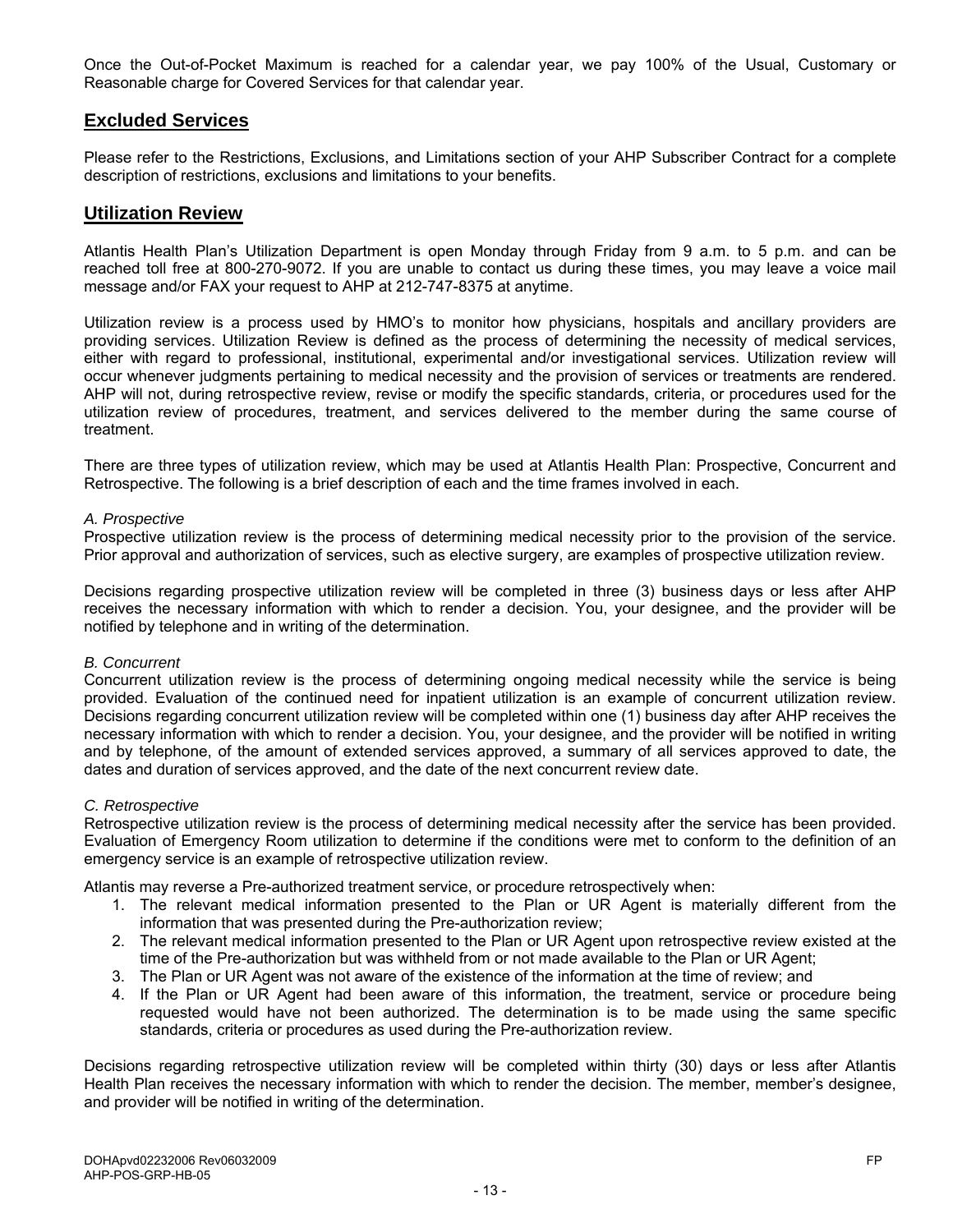Once the Out-of-Pocket Maximum is reached for a calendar year, we pay 100% of the Usual, Customary or Reasonable charge for Covered Services for that calendar year.

## Excluded Services

Please refer to the Restrictions, Exclusions, and Limitations section of your AHP Subscriber Contract for a complete description of restrictions, exclusions and limitations to your benefits.

## Utilization Review

Atlantis Health Plan's Utilization Department is open Monday through Friday from 9 a.m. to 5 p.m. and can be reached toll free at 800-270-9072. If you are unable to contact us during these times, you may leave a voice mail message and/or FAX your request to AHP at 212-747-8375 at anytime.

Utilization review is a process used by HMO's to monitor how physicians, hospitals and ancillary providers are providing services. Utilization Review is defined as the process of determining the necessity of medical services, either with regard to professional, institutional, experimental and/or investigational services. Utilization review will occur whenever judgments pertaining to medical necessity and the provision of services or treatments are rendered. AHP will not, during retrospective review, revise or modify the specific standards, criteria, or procedures used for the utilization review of procedures, treatment, and services delivered to the member during the same course of treatment.

There are three types of utilization review, which may be used at Atlantis Health Plan: Prospective, Concurrent and Retrospective. The following is a brief description of each and the time frames involved in each.

*A. Prospective*

Prospective utilization review is the process of determining medical necessity prior to the provision of the service. Prior approval and authorization of services, such as elective surgery, are examples of prospective utilization review.

Decisions regarding prospective utilization review will be completed in three (3) business days or less after AHP receives the necessary information with which to render a decision. You, your designee, and the provider will be notified by telephone and in writing of the determination.

*B. Concurrent*

Concurrent utilization review is the process of determining ongoing medical necessity while the service is being provided. Evaluation of the continued need for inpatient utilization is an example of concurrent utilization review. Decisions regarding concurrent utilization review will be completed within one (1) business day after AHP receives the necessary information with which to render a decision. You, your designee, and the provider will be notified in writing and by telephone, of the amount of extended services approved, a summary of all services approved to date, the dates and duration of services approved, and the date of the next concurrent review date.

*C. Retrospective*

Retrospective utilization review is the process of determining medical necessity after the service has been provided. Evaluation of Emergency Room utilization to determine if the conditions were met to conform to the definition of an emergency service is an example of retrospective utilization review.

Atlantis may reverse a Pre-authorized treatment service, or procedure retrospectively when:

1. The relevant medical information presented to the Plan or UR Agent is materially different from the information that was presented during the Pre-authorization review;
2. The relevant medical information presented to the Plan or UR Agent upon retrospective review existed at the time of the Pre-authorization but was withheld from or not made available to the Plan or UR Agent;
3. The Plan or UR Agent was not aware of the existence of the information at the time of review; and
4. If the Plan or UR Agent had been aware of this information, the treatment, service or procedure being requested would have not been authorized. The determination is to be made using the same specific standards, criteria or procedures as used during the Pre-authorization review.

Decisions regarding retrospective utilization review will be completed within thirty (30) days or less after Atlantis Health Plan receives the necessary information with which to render the decision. The member, member's designee, and provider will be notified in writing of the determination.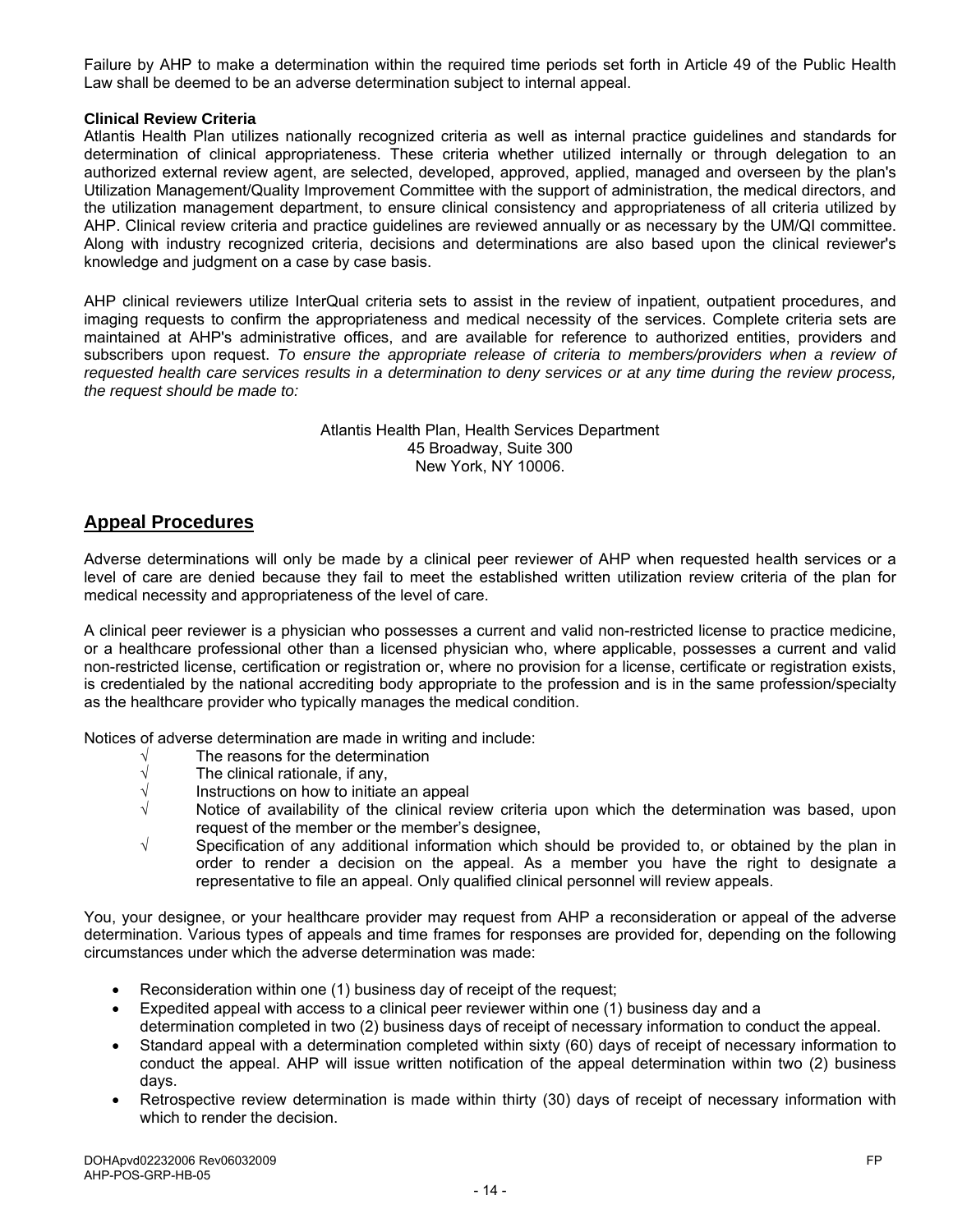Failure by AHP to make a determination within the required time periods set forth in Article 49 of the Public Health Law shall be deemed to be an adverse determination subject to internal appeal.

**Clinical Review Criteria**

Atlantis Health Plan utilizes nationally recognized criteria as well as internal practice guidelines and standards for determination of clinical appropriateness. These criteria whether utilized internally or through delegation to an authorized external review agent, are selected, developed, approved, applied, managed and overseen by the plan's Utilization Management/Quality Improvement Committee with the support of administration, the medical directors, and the utilization management department, to ensure clinical consistency and appropriateness of all criteria utilized by AHP. Clinical review criteria and practice guidelines are reviewed annually or as necessary by the UM/QI committee. Along with industry recognized criteria, decisions and determinations are also based upon the clinical reviewer's knowledge and judgment on a case by case basis.

AHP clinical reviewers utilize InterQual criteria sets to assist in the review of inpatient, outpatient procedures, and imaging requests to confirm the appropriateness and medical necessity of the services. Complete criteria sets are maintained at AHP's administrative offices, and are available for reference to authorized entities, providers and subscribers upon request. *To ensure the appropriate release of criteria to members/providers when a review of requested health care services results in a determination to deny services or at any time during the review process, the request should be made to:*

Atlantis Health Plan, Health Services Department
45 Broadway, Suite 300
New York, NY 10006.

## Appeal Procedures

Adverse determinations will only be made by a clinical peer reviewer of AHP when requested health services or a level of care are denied because they fail to meet the established written utilization review criteria of the plan for medical necessity and appropriateness of the level of care.

A clinical peer reviewer is a physician who possesses a current and valid non-restricted license to practice medicine, or a healthcare professional other than a licensed physician who, where applicable, possesses a current and valid non-restricted license, certification or registration or, where no provision for a license, certificate or registration exists, is credentialed by the national accrediting body appropriate to the profession and is in the same profession/specialty as the healthcare provider who typically manages the medical condition.

Notices of adverse determination are made in writing and include:

- √ The reasons for the determination
- √ The clinical rationale, if any,
- √ Instructions on how to initiate an appeal
- √ Notice of availability of the clinical review criteria upon which the determination was based, upon request of the member or the member's designee,
- √ Specification of any additional information which should be provided to, or obtained by the plan in order to render a decision on the appeal. As a member you have the right to designate a representative to file an appeal. Only qualified clinical personnel will review appeals.

You, your designee, or your healthcare provider may request from AHP a reconsideration or appeal of the adverse determination. Various types of appeals and time frames for responses are provided for, depending on the following circumstances under which the adverse determination was made:

- Reconsideration within one (1) business day of receipt of the request;
- Expedited appeal with access to a clinical peer reviewer within one (1) business day and a determination completed in two (2) business days of receipt of necessary information to conduct the appeal.
- Standard appeal with a determination completed within sixty (60) days of receipt of necessary information to conduct the appeal. AHP will issue written notification of the appeal determination within two (2) business days.
- Retrospective review determination is made within thirty (30) days of receipt of necessary information with which to render the decision.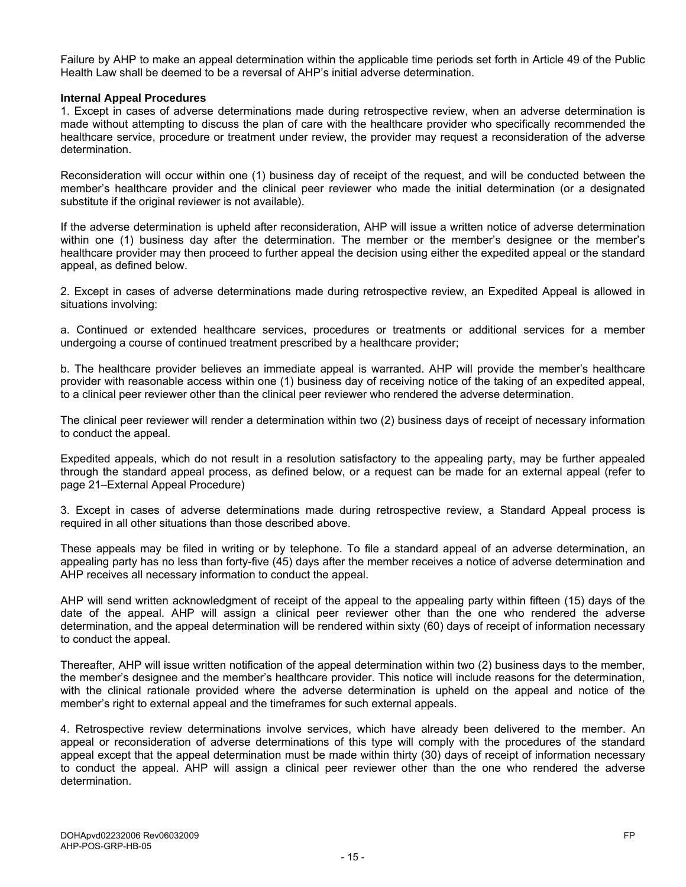Failure by AHP to make an appeal determination within the applicable time periods set forth in Article 49 of the Public Health Law shall be deemed to be a reversal of AHP's initial adverse determination.

**Internal Appeal Procedures**

1. Except in cases of adverse determinations made during retrospective review, when an adverse determination is made without attempting to discuss the plan of care with the healthcare provider who specifically recommended the healthcare service, procedure or treatment under review, the provider may request a reconsideration of the adverse determination.

Reconsideration will occur within one (1) business day of receipt of the request, and will be conducted between the member's healthcare provider and the clinical peer reviewer who made the initial determination (or a designated substitute if the original reviewer is not available).

If the adverse determination is upheld after reconsideration, AHP will issue a written notice of adverse determination within one (1) business day after the determination. The member or the member's designee or the member's healthcare provider may then proceed to further appeal the decision using either the expedited appeal or the standard appeal, as defined below.

2. Except in cases of adverse determinations made during retrospective review, an Expedited Appeal is allowed in situations involving:

a. Continued or extended healthcare services, procedures or treatments or additional services for a member undergoing a course of continued treatment prescribed by a healthcare provider;

b. The healthcare provider believes an immediate appeal is warranted. AHP will provide the member's healthcare provider with reasonable access within one (1) business day of receiving notice of the taking of an expedited appeal, to a clinical peer reviewer other than the clinical peer reviewer who rendered the adverse determination.

The clinical peer reviewer will render a determination within two (2) business days of receipt of necessary information to conduct the appeal.

Expedited appeals, which do not result in a resolution satisfactory to the appealing party, may be further appealed through the standard appeal process, as defined below, or a request can be made for an external appeal (refer to page 21–External Appeal Procedure)

3. Except in cases of adverse determinations made during retrospective review, a Standard Appeal process is required in all other situations than those described above.

These appeals may be filed in writing or by telephone. To file a standard appeal of an adverse determination, an appealing party has no less than forty-five (45) days after the member receives a notice of adverse determination and AHP receives all necessary information to conduct the appeal.

AHP will send written acknowledgment of receipt of the appeal to the appealing party within fifteen (15) days of the date of the appeal. AHP will assign a clinical peer reviewer other than the one who rendered the adverse determination, and the appeal determination will be rendered within sixty (60) days of receipt of information necessary to conduct the appeal.

Thereafter, AHP will issue written notification of the appeal determination within two (2) business days to the member, the member's designee and the member's healthcare provider. This notice will include reasons for the determination, with the clinical rationale provided where the adverse determination is upheld on the appeal and notice of the member's right to external appeal and the timeframes for such external appeals.

4. Retrospective review determinations involve services, which have already been delivered to the member. An appeal or reconsideration of adverse determinations of this type will comply with the procedures of the standard appeal except that the appeal determination must be made within thirty (30) days of receipt of information necessary to conduct the appeal. AHP will assign a clinical peer reviewer other than the one who rendered the adverse determination.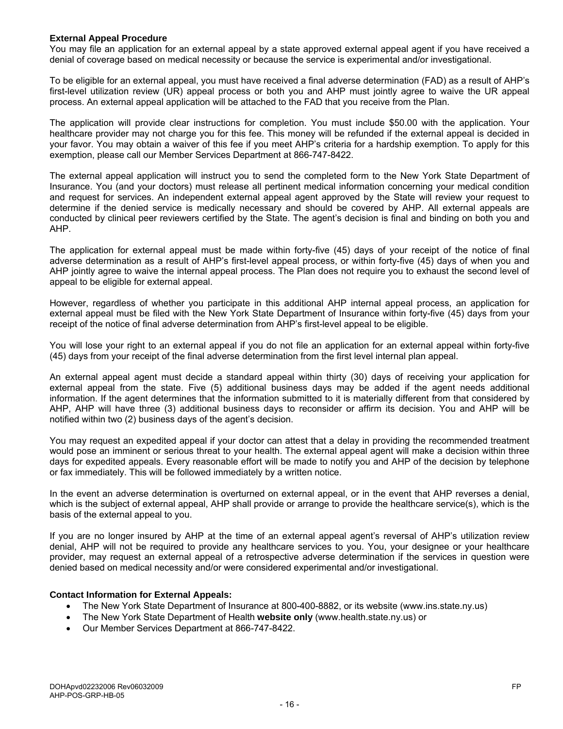**External Appeal Procedure**

You may file an application for an external appeal by a state approved external appeal agent if you have received a denial of coverage based on medical necessity or because the service is experimental and/or investigational.

To be eligible for an external appeal, you must have received a final adverse determination (FAD) as a result of AHP's first-level utilization review (UR) appeal process or both you and AHP must jointly agree to waive the UR appeal process. An external appeal application will be attached to the FAD that you receive from the Plan.

The application will provide clear instructions for completion. You must include $50.00 with the application. Your healthcare provider may not charge you for this fee. This money will be refunded if the external appeal is decided in your favor. You may obtain a waiver of this fee if you meet AHP's criteria for a hardship exemption. To apply for this exemption, please call our Member Services Department at 866-747-8422.

The external appeal application will instruct you to send the completed form to the New York State Department of Insurance. You (and your doctors) must release all pertinent medical information concerning your medical condition and request for services. An independent external appeal agent approved by the State will review your request to determine if the denied service is medically necessary and should be covered by AHP. All external appeals are conducted by clinical peer reviewers certified by the State. The agent's decision is final and binding on both you and AHP.

The application for external appeal must be made within forty-five (45) days of your receipt of the notice of final adverse determination as a result of AHP's first-level appeal process, or within forty-five (45) days of when you and AHP jointly agree to waive the internal appeal process. The Plan does not require you to exhaust the second level of appeal to be eligible for external appeal.

However, regardless of whether you participate in this additional AHP internal appeal process, an application for external appeal must be filed with the New York State Department of Insurance within forty-five (45) days from your receipt of the notice of final adverse determination from AHP's first-level appeal to be eligible.

You will lose your right to an external appeal if you do not file an application for an external appeal within forty-five (45) days from your receipt of the final adverse determination from the first level internal plan appeal.

An external appeal agent must decide a standard appeal within thirty (30) days of receiving your application for external appeal from the state. Five (5) additional business days may be added if the agent needs additional information. If the agent determines that the information submitted to it is materially different from that considered by AHP, AHP will have three (3) additional business days to reconsider or affirm its decision. You and AHP will be notified within two (2) business days of the agent's decision.

You may request an expedited appeal if your doctor can attest that a delay in providing the recommended treatment would pose an imminent or serious threat to your health. The external appeal agent will make a decision within three days for expedited appeals. Every reasonable effort will be made to notify you and AHP of the decision by telephone or fax immediately. This will be followed immediately by a written notice.

In the event an adverse determination is overturned on external appeal, or in the event that AHP reverses a denial, which is the subject of external appeal, AHP shall provide or arrange to provide the healthcare service(s), which is the basis of the external appeal to you.

If you are no longer insured by AHP at the time of an external appeal agent's reversal of AHP's utilization review denial, AHP will not be required to provide any healthcare services to you. You, your designee or your healthcare provider, may request an external appeal of a retrospective adverse determination if the services in question were denied based on medical necessity and/or were considered experimental and/or investigational.

**Contact Information for External Appeals:**

- The New York State Department of Insurance at 800-400-8882, or its website (www.ins.state.ny.us)
- The New York State Department of Health **website only** (www.health.state.ny.us) or
- Our Member Services Department at 866-747-8422.

DOHApvd02232006 Rev06032009 FP
AHP-POS-GRP-HB-05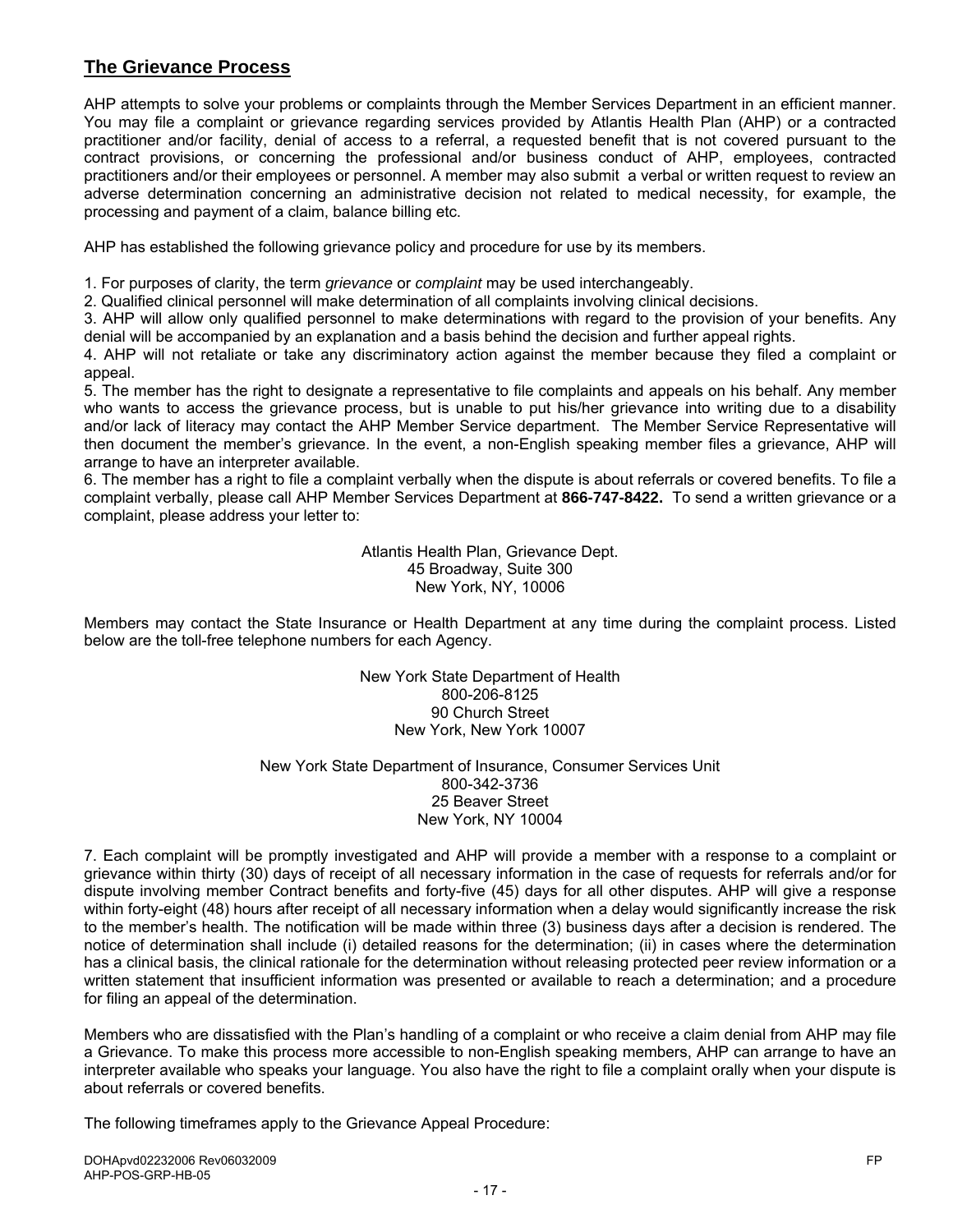## The Grievance Process

AHP attempts to solve your problems or complaints through the Member Services Department in an efficient manner. You may file a complaint or grievance regarding services provided by Atlantis Health Plan (AHP) or a contracted practitioner and/or facility, denial of access to a referral, a requested benefit that is not covered pursuant to the contract provisions, or concerning the professional and/or business conduct of AHP, employees, contracted practitioners and/or their employees or personnel. A member may also submit a verbal or written request to review an adverse determination concerning an administrative decision not related to medical necessity, for example, the processing and payment of a claim, balance billing etc.

AHP has established the following grievance policy and procedure for use by its members.

1. For purposes of clarity, the term *grievance* or *complaint* may be used interchangeably.
2. Qualified clinical personnel will make determination of all complaints involving clinical decisions.
3. AHP will allow only qualified personnel to make determinations with regard to the provision of your benefits. Any denial will be accompanied by an explanation and a basis behind the decision and further appeal rights.
4. AHP will not retaliate or take any discriminatory action against the member because they filed a complaint or appeal.
5. The member has the right to designate a representative to file complaints and appeals on his behalf. Any member who wants to access the grievance process, but is unable to put his/her grievance into writing due to a disability and/or lack of literacy may contact the AHP Member Service department. The Member Service Representative will then document the member's grievance. In the event, a non-English speaking member files a grievance, AHP will arrange to have an interpreter available.
6. The member has a right to file a complaint verbally when the dispute is about referrals or covered benefits. To file a complaint verbally, please call AHP Member Services Department at **866-747-8422.** To send a written grievance or a complaint, please address your letter to:

Atlantis Health Plan, Grievance Dept.
45 Broadway, Suite 300
New York, NY, 10006

Members may contact the State Insurance or Health Department at any time during the complaint process. Listed below are the toll-free telephone numbers for each Agency.

New York State Department of Health
800-206-8125
90 Church Street
New York, New York 10007

New York State Department of Insurance, Consumer Services Unit
800-342-3736
25 Beaver Street
New York, NY 10004

7. Each complaint will be promptly investigated and AHP will provide a member with a response to a complaint or grievance within thirty (30) days of receipt of all necessary information in the case of requests for referrals and/or for dispute involving member Contract benefits and forty-five (45) days for all other disputes. AHP will give a response within forty-eight (48) hours after receipt of all necessary information when a delay would significantly increase the risk to the member's health. The notification will be made within three (3) business days after a decision is rendered. The notice of determination shall include (i) detailed reasons for the determination; (ii) in cases where the determination has a clinical basis, the clinical rationale for the determination without releasing protected peer review information or a written statement that insufficient information was presented or available to reach a determination; and a procedure for filing an appeal of the determination.

Members who are dissatisfied with the Plan's handling of a complaint or who receive a claim denial from AHP may file a Grievance. To make this process more accessible to non-English speaking members, AHP can arrange to have an interpreter available who speaks your language. You also have the right to file a complaint orally when your dispute is about referrals or covered benefits.

The following timeframes apply to the Grievance Appeal Procedure: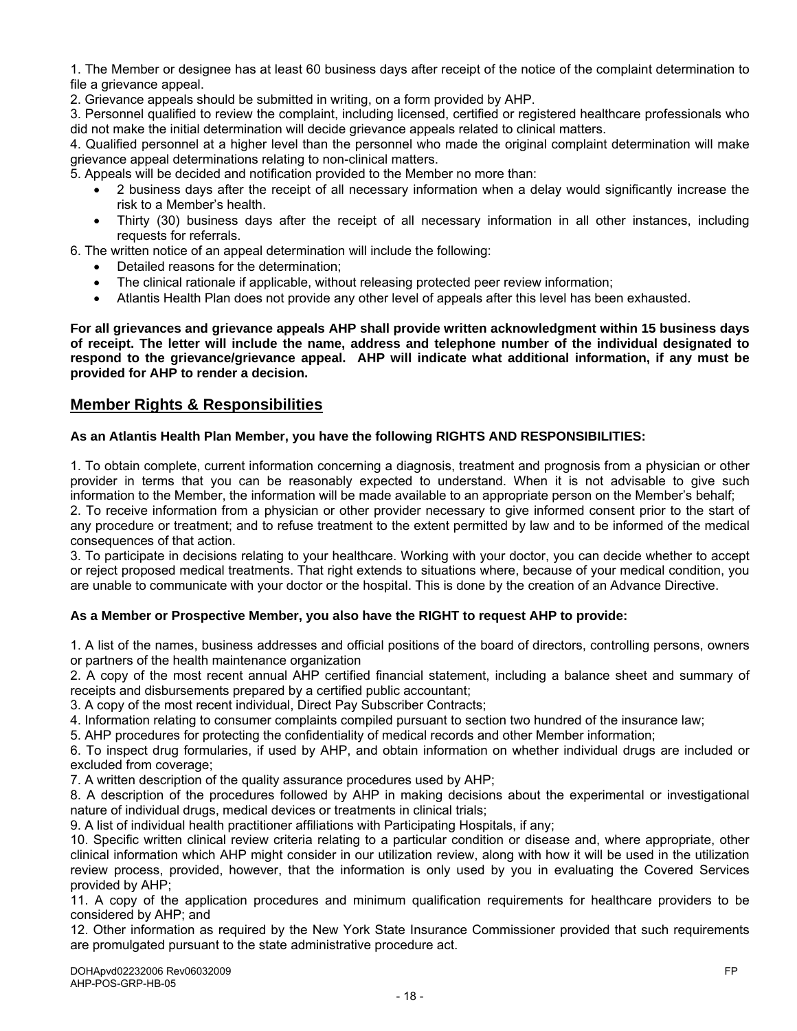1. The Member or designee has at least 60 business days after receipt of the notice of the complaint determination to file a grievance appeal.
2. Grievance appeals should be submitted in writing, on a form provided by AHP.
3. Personnel qualified to review the complaint, including licensed, certified or registered healthcare professionals who did not make the initial determination will decide grievance appeals related to clinical matters.
4. Qualified personnel at a higher level than the personnel who made the original complaint determination will make grievance appeal determinations relating to non-clinical matters.
5. Appeals will be decided and notification provided to the Member no more than:
   - 2 business days after the receipt of all necessary information when a delay would significantly increase the risk to a Member's health.
   - Thirty (30) business days after the receipt of all necessary information in all other instances, including requests for referrals.
6. The written notice of an appeal determination will include the following:
   - Detailed reasons for the determination;
   - The clinical rationale if applicable, without releasing protected peer review information;
   - Atlantis Health Plan does not provide any other level of appeals after this level has been exhausted.

**For all grievances and grievance appeals AHP shall provide written acknowledgment within 15 business days of receipt. The letter will include the name, address and telephone number of the individual designated to respond to the grievance/grievance appeal. AHP will indicate what additional information, if any must be provided for AHP to render a decision.**

## Member Rights & Responsibilities

**As an Atlantis Health Plan Member, you have the following RIGHTS AND RESPONSIBILITIES:**

1. To obtain complete, current information concerning a diagnosis, treatment and prognosis from a physician or other provider in terms that you can be reasonably expected to understand. When it is not advisable to give such information to the Member, the information will be made available to an appropriate person on the Member's behalf;
2. To receive information from a physician or other provider necessary to give informed consent prior to the start of any procedure or treatment; and to refuse treatment to the extent permitted by law and to be informed of the medical consequences of that action.
3. To participate in decisions relating to your healthcare. Working with your doctor, you can decide whether to accept or reject proposed medical treatments. That right extends to situations where, because of your medical condition, you are unable to communicate with your doctor or the hospital. This is done by the creation of an Advance Directive.

**As a Member or Prospective Member, you also have the RIGHT to request AHP to provide:**

1. A list of the names, business addresses and official positions of the board of directors, controlling persons, owners or partners of the health maintenance organization
2. A copy of the most recent annual AHP certified financial statement, including a balance sheet and summary of receipts and disbursements prepared by a certified public accountant;
3. A copy of the most recent individual, Direct Pay Subscriber Contracts;
4. Information relating to consumer complaints compiled pursuant to section two hundred of the insurance law;
5. AHP procedures for protecting the confidentiality of medical records and other Member information;
6. To inspect drug formularies, if used by AHP, and obtain information on whether individual drugs are included or excluded from coverage;
7. A written description of the quality assurance procedures used by AHP;
8. A description of the procedures followed by AHP in making decisions about the experimental or investigational nature of individual drugs, medical devices or treatments in clinical trials;
9. A list of individual health practitioner affiliations with Participating Hospitals, if any;
10. Specific written clinical review criteria relating to a particular condition or disease and, where appropriate, other clinical information which AHP might consider in our utilization review, along with how it will be used in the utilization review process, provided, however, that the information is only used by you in evaluating the Covered Services provided by AHP;
11. A copy of the application procedures and minimum qualification requirements for healthcare providers to be considered by AHP; and
12. Other information as required by the New York State Insurance Commissioner provided that such requirements are promulgated pursuant to the state administrative procedure act.

DOHApvd02232006 Rev06032009 FP
AHP-POS-GRP-HB-05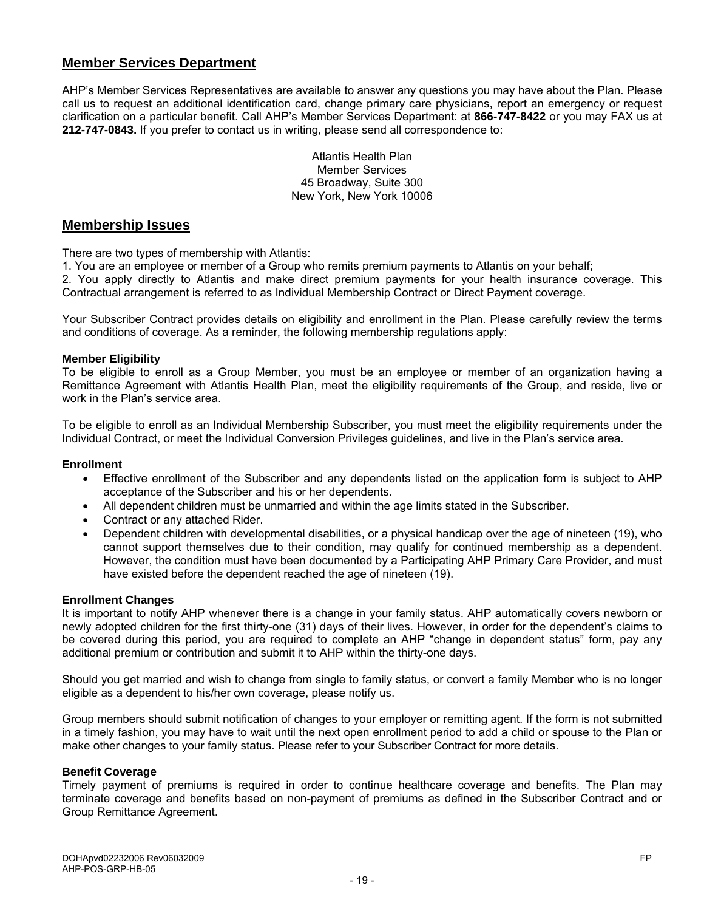## Member Services Department

AHP's Member Services Representatives are available to answer any questions you may have about the Plan. Please call us to request an additional identification card, change primary care physicians, report an emergency or request clarification on a particular benefit. Call AHP's Member Services Department: at **866-747-8422** or you may FAX us at **212-747-0843.** If you prefer to contact us in writing, please send all correspondence to:

Atlantis Health Plan
Member Services
45 Broadway, Suite 300
New York, New York 10006

## Membership Issues

There are two types of membership with Atlantis:
1. You are an employee or member of a Group who remits premium payments to Atlantis on your behalf;
2. You apply directly to Atlantis and make direct premium payments for your health insurance coverage. This Contractual arrangement is referred to as Individual Membership Contract or Direct Payment coverage.

Your Subscriber Contract provides details on eligibility and enrollment in the Plan. Please carefully review the terms and conditions of coverage. As a reminder, the following membership regulations apply:

**Member Eligibility**
To be eligible to enroll as a Group Member, you must be an employee or member of an organization having a Remittance Agreement with Atlantis Health Plan, meet the eligibility requirements of the Group, and reside, live or work in the Plan's service area.

To be eligible to enroll as an Individual Membership Subscriber, you must meet the eligibility requirements under the Individual Contract, or meet the Individual Conversion Privileges guidelines, and live in the Plan's service area.

**Enrollment**

- Effective enrollment of the Subscriber and any dependents listed on the application form is subject to AHP acceptance of the Subscriber and his or her dependents.
- All dependent children must be unmarried and within the age limits stated in the Subscriber.
- Contract or any attached Rider.
- Dependent children with developmental disabilities, or a physical handicap over the age of nineteen (19), who cannot support themselves due to their condition, may qualify for continued membership as a dependent. However, the condition must have been documented by a Participating AHP Primary Care Provider, and must have existed before the dependent reached the age of nineteen (19).

**Enrollment Changes**
It is important to notify AHP whenever there is a change in your family status. AHP automatically covers newborn or newly adopted children for the first thirty-one (31) days of their lives. However, in order for the dependent's claims to be covered during this period, you are required to complete an AHP "change in dependent status" form, pay any additional premium or contribution and submit it to AHP within the thirty-one days.

Should you get married and wish to change from single to family status, or convert a family Member who is no longer eligible as a dependent to his/her own coverage, please notify us.

Group members should submit notification of changes to your employer or remitting agent. If the form is not submitted in a timely fashion, you may have to wait until the next open enrollment period to add a child or spouse to the Plan or make other changes to your family status. Please refer to your Subscriber Contract for more details.

**Benefit Coverage**
Timely payment of premiums is required in order to continue healthcare coverage and benefits. The Plan may terminate coverage and benefits based on non-payment of premiums as defined in the Subscriber Contract and or Group Remittance Agreement.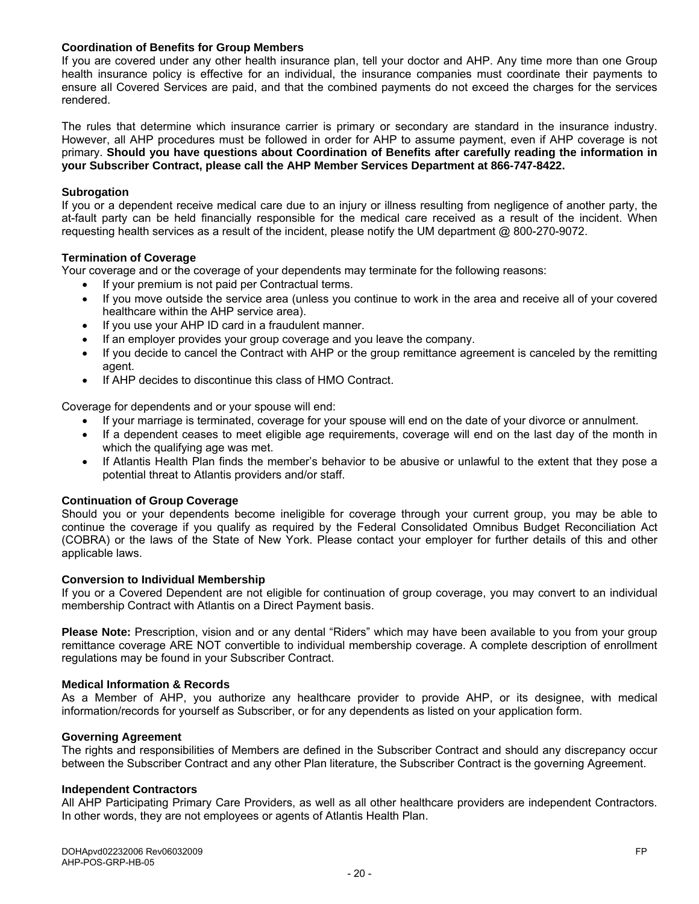**Coordination of Benefits for Group Members**

If you are covered under any other health insurance plan, tell your doctor and AHP. Any time more than one Group health insurance policy is effective for an individual, the insurance companies must coordinate their payments to ensure all Covered Services are paid, and that the combined payments do not exceed the charges for the services rendered.

The rules that determine which insurance carrier is primary or secondary are standard in the insurance industry. However, all AHP procedures must be followed in order for AHP to assume payment, even if AHP coverage is not primary. **Should you have questions about Coordination of Benefits after carefully reading the information in your Subscriber Contract, please call the AHP Member Services Department at 866-747-8422.**

**Subrogation**

If you or a dependent receive medical care due to an injury or illness resulting from negligence of another party, the at-fault party can be held financially responsible for the medical care received as a result of the incident. When requesting health services as a result of the incident, please notify the UM department @ 800-270-9072.

**Termination of Coverage**

Your coverage and or the coverage of your dependents may terminate for the following reasons:

- If your premium is not paid per Contractual terms.
- If you move outside the service area (unless you continue to work in the area and receive all of your covered healthcare within the AHP service area).
- If you use your AHP ID card in a fraudulent manner.
- If an employer provides your group coverage and you leave the company.
- If you decide to cancel the Contract with AHP or the group remittance agreement is canceled by the remitting agent.
- If AHP decides to discontinue this class of HMO Contract.

Coverage for dependents and or your spouse will end:

- If your marriage is terminated, coverage for your spouse will end on the date of your divorce or annulment.
- If a dependent ceases to meet eligible age requirements, coverage will end on the last day of the month in which the qualifying age was met.
- If Atlantis Health Plan finds the member's behavior to be abusive or unlawful to the extent that they pose a potential threat to Atlantis providers and/or staff.

**Continuation of Group Coverage**

Should you or your dependents become ineligible for coverage through your current group, you may be able to continue the coverage if you qualify as required by the Federal Consolidated Omnibus Budget Reconciliation Act (COBRA) or the laws of the State of New York. Please contact your employer for further details of this and other applicable laws.

**Conversion to Individual Membership**

If you or a Covered Dependent are not eligible for continuation of group coverage, you may convert to an individual membership Contract with Atlantis on a Direct Payment basis.

**Please Note:** Prescription, vision and or any dental "Riders" which may have been available to you from your group remittance coverage ARE NOT convertible to individual membership coverage. A complete description of enrollment regulations may be found in your Subscriber Contract.

**Medical Information & Records**

As a Member of AHP, you authorize any healthcare provider to provide AHP, or its designee, with medical information/records for yourself as Subscriber, or for any dependents as listed on your application form.

**Governing Agreement**

The rights and responsibilities of Members are defined in the Subscriber Contract and should any discrepancy occur between the Subscriber Contract and any other Plan literature, the Subscriber Contract is the governing Agreement.

**Independent Contractors**

All AHP Participating Primary Care Providers, as well as all other healthcare providers are independent Contractors. In other words, they are not employees or agents of Atlantis Health Plan.